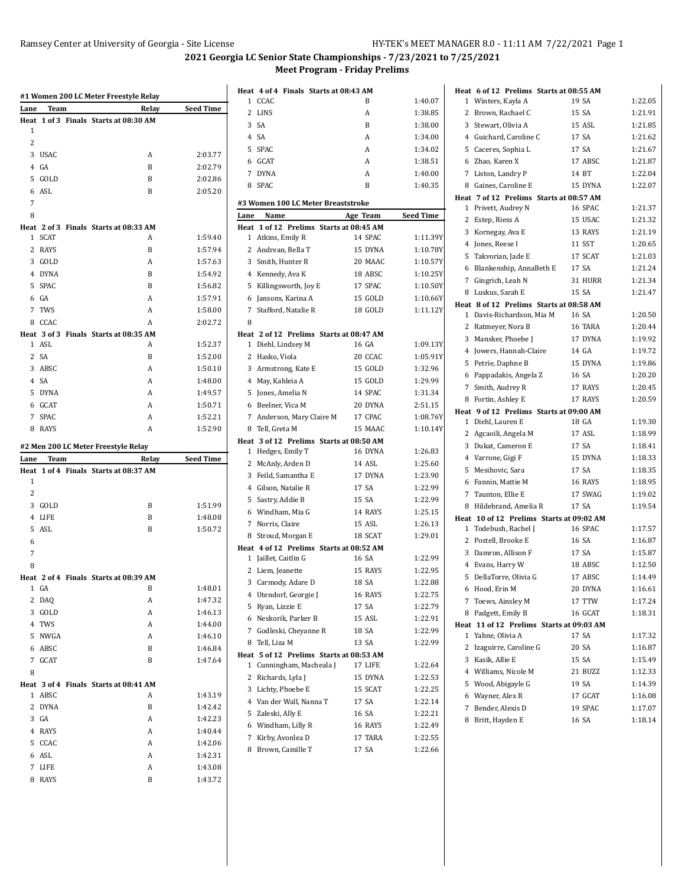## 2021 Georgia LC Senior State Championships - 7/23/2021 to 7/25/2021

### Meet Program - Friday Prelims

#### #1 Women 200 LC Meter Freestyle Relay

| Lane | Team | Relay | Seed Time |
|---|---|---|---|
| **Heat 1 of 3 Finals Starts at 08:30 AM** | | | |
| 1 | | | |
| 2 | | | |
| 3 | USAC | A | 2:03.77 |
| 4 | GA | B | 2:02.79 |
| 5 | GOLD | B | 2:02.86 |
| 6 | ASL | B | 2:05.20 |
| 7 | | | |
| 8 | | | |
| **Heat 2 of 3 Finals Starts at 08:33 AM** | | | |
| 1 | SCAT | A | 1:59.40 |
| 2 | RAYS | B | 1:57.94 |
| 3 | GOLD | A | 1:57.63 |
| 4 | DYNA | B | 1:54.92 |
| 5 | SPAC | B | 1:56.82 |
| 6 | GA | A | 1:57.91 |
| 7 | TWS | A | 1:58.00 |
| 8 | CCAC | A | 2:02.72 |
| **Heat 3 of 3 Finals Starts at 08:35 AM** | | | |
| 1 | ASL | A | 1:52.37 |
| 2 | SA | B | 1:52.00 |
| 3 | ABSC | A | 1:50.10 |
| 4 | SA | A | 1:48.00 |
| 5 | DYNA | A | 1:49.57 |
| 6 | GCAT | A | 1:50.71 |
| 7 | SPAC | A | 1:52.21 |
| 8 | RAYS | A | 1:52.90 |

#### #2 Men 200 LC Meter Freestyle Relay

| Lane | Team | Relay | Seed Time |
|---|---|---|---|
| **Heat 1 of 4 Finals Starts at 08:37 AM** | | | |
| 1 | | | |
| 2 | | | |
| 3 | GOLD | B | 1:51.99 |
| 4 | LIFE | B | 1:48.08 |
| 5 | ASL | B | 1:50.72 |
| 6 | | | |
| 7 | | | |
| 8 | | | |
| **Heat 2 of 4 Finals Starts at 08:39 AM** | | | |
| 1 | GA | B | 1:48.01 |
| 2 | DAQ | A | 1:47.32 |
| 3 | GOLD | A | 1:46.13 |
| 4 | TWS | A | 1:44.00 |
| 5 | NWGA | A | 1:46.10 |
| 6 | ABSC | B | 1:46.84 |
| 7 | GCAT | B | 1:47.64 |
| 8 | | | |
| **Heat 3 of 4 Finals Starts at 08:41 AM** | | | |
| 1 | ABSC | A | 1:43.19 |
| 2 | DYNA | B | 1:42.42 |
| 3 | GA | A | 1:42.23 |
| 4 | RAYS | A | 1:40.44 |
| 5 | CCAC | A | 1:42.06 |
| 6 | ASL | A | 1:42.31 |
| 7 | LIFE | A | 1:43.08 |
| 8 | RAYS | B | 1:43.72 |
| **Heat 4 of 4 Finals Starts at 08:43 AM** | | | |
| 1 | CCAC | B | 1:40.07 |
| 2 | LINS | A | 1:38.85 |
| 3 | SA | B | 1:38.00 |
| 4 | SA | A | 1:34.00 |
| 5 | SPAC | A | 1:34.02 |
| 6 | GCAT | A | 1:38.51 |
| 7 | DYNA | A | 1:40.00 |
| 8 | SPAC | B | 1:40.35 |

#### #3 Women 100 LC Meter Breaststroke

| Lane | Name | Age | Team | Seed Time |
|---|---|---|---|---|
| **Heat 1 of 12 Prelims Starts at 08:45 AM** | | | | |
| 1 | Atkins, Emily R | 14 | SPAC | 1:11.39Y |
| 2 | Andrean, Bella T | 15 | DYNA | 1:10.78Y |
| 3 | Smith, Hunter R | 20 | MAAC | 1:10.57Y |
| 4 | Kennedy, Ava K | 18 | ABSC | 1:10.25Y |
| 5 | Killingsworth, Joy E | 17 | SPAC | 1:10.50Y |
| 6 | Jansons, Karina A | 15 | GOLD | 1:10.66Y |
| 7 | Stafford, Natalie R | 18 | GOLD | 1:11.12Y |
| 8 | | | | |
| **Heat 2 of 12 Prelims Starts at 08:47 AM** | | | | |
| 1 | Diehl, Lindsey M | 16 | GA | 1:09.13Y |
| 2 | Hasko, Viola | 20 | CCAC | 1:05.91Y |
| 3 | Armstrong, Kate E | 15 | GOLD | 1:32.96 |
| 4 | May, Kahleia A | 15 | GOLD | 1:29.99 |
| 5 | Jones, Amelia N | 14 | SPAC | 1:31.34 |
| 6 | Beelner, Vica M | 20 | DYNA | 2:51.15 |
| 7 | Anderson, Mary Claire M | 17 | CPAC | 1:08.76Y |
| 8 | Tell, Greta M | 15 | MAAC | 1:10.14Y |
| **Heat 3 of 12 Prelims Starts at 08:50 AM** | | | | |
| 1 | Hedges, Emily T | 16 | DYNA | 1:26.83 |
| 2 | McAnly, Arden D | 14 | ASL | 1:25.60 |
| 3 | Feild, Samantha E | 17 | DYNA | 1:23.90 |
| 4 | Gilson, Natalie R | 17 | SA | 1:22.99 |
| 5 | Sastry, Addie B | 15 | SA | 1:22.99 |
| 6 | Windham, Mia G | 14 | RAYS | 1:25.15 |
| 7 | Norris, Claire | 15 | ASL | 1:26.13 |
| 8 | Stroud, Morgan E | 18 | SCAT | 1:29.01 |
| **Heat 4 of 12 Prelims Starts at 08:52 AM** | | | | |
| 1 | Jaillet, Caitlin G | 16 | SA | 1:22.99 |
| 2 | Liem, Jeanette | 15 | RAYS | 1:22.95 |
| 3 | Carmody, Adare D | 18 | SA | 1:22.88 |
| 4 | Utendorf, Georgie J | 16 | RAYS | 1:22.75 |
| 5 | Ryan, Lizzie E | 17 | SA | 1:22.79 |
| 6 | Neskorik, Parker B | 15 | ASL | 1:22.91 |
| 7 | Godleski, Cheyanne R | 18 | SA | 1:22.99 |
| 8 | Tell, Liza M | 13 | SA | 1:22.99 |
| **Heat 5 of 12 Prelims Starts at 08:53 AM** | | | | |
| 1 | Cunningham, Macheala J | 17 | LIFE | 1:22.64 |
| 2 | Richards, Lyla J | 15 | DYNA | 1:22.53 |
| 3 | Lichty, Phoebe E | 15 | SCAT | 1:22.25 |
| 4 | Van der Wall, Nanna T | 17 | SA | 1:22.14 |
| 5 | Zaleski, Ally E | 16 | SA | 1:22.21 |
| 6 | Windham, Lilly R | 16 | RAYS | 1:22.49 |
| 7 | Kirby, Avonlea D | 17 | TARA | 1:22.55 |
| 8 | Brown, Camille T | 17 | SA | 1:22.66 |
| **Heat 6 of 12 Prelims Starts at 08:55 AM** | | | | |
| 1 | Winters, Kayla A | 19 | SA | 1:22.05 |
| 2 | Brown, Rachael C | 15 | SA | 1:21.91 |
| 3 | Stewart, Olivia A | 15 | ASL | 1:21.85 |
| 4 | Guichard, Caroline C | 17 | SA | 1:21.62 |
| 5 | Caceres, Sophia L | 17 | SA | 1:21.67 |
| 6 | Zhao, Karen X | 17 | ABSC | 1:21.87 |
| 7 | Liston, Landry P | 14 | BT | 1:22.04 |
| 8 | Gaines, Caroline E | 15 | DYNA | 1:22.07 |
| **Heat 7 of 12 Prelims Starts at 08:57 AM** | | | | |
| 1 | Privett, Audrey N | 16 | SPAC | 1:21.37 |
| 2 | Estep, Riess A | 15 | USAC | 1:21.32 |
| 3 | Kornegay, Ava E | 13 | RAYS | 1:21.19 |
| 4 | Jones, Reese I | 11 | SST | 1:20.65 |
| 5 | Takvorian, Jade E | 17 | SCAT | 1:21.03 |
| 6 | Blankenship, AnnaBeth E | 17 | SA | 1:21.24 |
| 7 | Gingrich, Leah N | 31 | HURR | 1:21.34 |
| 8 | Luskus, Sarah E | 15 | SA | 1:21.47 |
| **Heat 8 of 12 Prelims Starts at 08:58 AM** | | | | |
| 1 | Davis-Richardson, Mia M | 16 | SA | 1:20.50 |
| 2 | Ratmeyer, Nora B | 16 | TARA | 1:20.44 |
| 3 | Mansker, Phoebe J | 17 | DYNA | 1:19.92 |
| 4 | Jowers, Hannah-Claire | 14 | GA | 1:19.72 |
| 5 | Petrie, Daphne B | 15 | DYNA | 1:19.86 |
| 6 | Pappadakis, Angela Z | 16 | SA | 1:20.20 |
| 7 | Smith, Audrey R | 17 | RAYS | 1:20.45 |
| 8 | Fortin, Ashley E | 17 | RAYS | 1:20.59 |
| **Heat 9 of 12 Prelims Starts at 09:00 AM** | | | | |
| 1 | Diehl, Lauren E | 18 | GA | 1:19.30 |
| 2 | Agcaoili, Angela M | 17 | ASL | 1:18.99 |
| 3 | Dukat, Cameron E | 17 | SA | 1:18.41 |
| 4 | Varrone, Gigi F | 15 | DYNA | 1:18.33 |
| 5 | Mesihovic, Sara | 17 | SA | 1:18.35 |
| 6 | Fannin, Mattie M | 16 | RAYS | 1:18.95 |
| 7 | Taunton, Ellie E | 17 | SWAG | 1:19.02 |
| 8 | Hildebrand, Amelia R | 17 | SA | 1:19.54 |
| **Heat 10 of 12 Prelims Starts at 09:02 AM** | | | | |
| 1 | Todebush, Rachel J | 16 | SPAC | 1:17.57 |
| 2 | Postell, Brooke E | 16 | SA | 1:16.87 |
| 3 | Damron, Allison F | 17 | SA | 1:15.87 |
| 4 | Evans, Harry W | 18 | ABSC | 1:12.50 |
| 5 | DellaTorre, Olivia G | 17 | ABSC | 1:14.49 |
| 6 | Hood, Erin M | 20 | DYNA | 1:16.61 |
| 7 | Toews, Ainsley M | 17 | TTW | 1:17.24 |
| 8 | Padgett, Emily B | 16 | GCAT | 1:18.31 |
| **Heat 11 of 12 Prelims Starts at 09:03 AM** | | | | |
| 1 | Yahne, Olivia A | 17 | SA | 1:17.32 |
| 2 | Izaguirre, Caroline G | 20 | SA | 1:16.87 |
| 3 | Kasik, Allie E | 15 | SA | 1:15.49 |
| 4 | Williams, Nicole M | 21 | BUZZ | 1:12.33 |
| 5 | Wood, Abigayle G | 19 | SA | 1:14.39 |
| 6 | Wayner, Alex R | 17 | GCAT | 1:16.08 |
| 7 | Bender, Alexis D | 19 | SPAC | 1:17.07 |
| 8 | Britt, Hayden E | 16 | SA | 1:18.14 |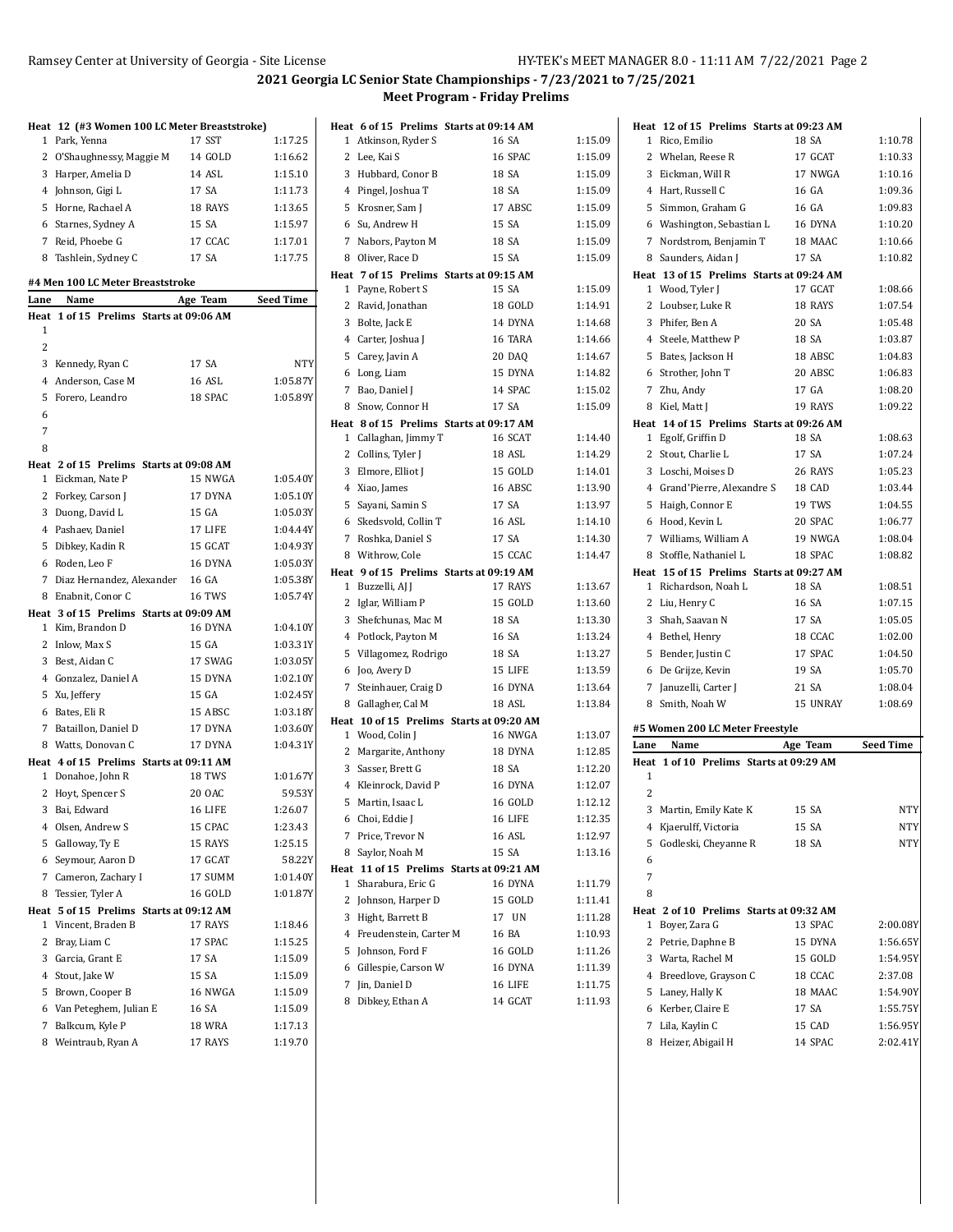## 2021 Georgia LC Senior State Championships - 7/23/2021 to 7/25/2021

### Meet Program - Friday Prelims

**Heat 12 (#3 Women 100 LC Meter Breaststroke)**

| Lane | Name | Age | Team | Seed Time |
|---|---|---|---|---|
| 1 | Park, Yenna | 17 | SST | 1:17.25 |
| 2 | O'Shaughnessy, Maggie M | 14 | GOLD | 1:16.62 |
| 3 | Harper, Amelia D | 14 | ASL | 1:15.10 |
| 4 | Johnson, Gigi L | 17 | SA | 1:11.73 |
| 5 | Horne, Rachael A | 18 | RAYS | 1:13.65 |
| 6 | Starnes, Sydney A | 15 | SA | 1:15.97 |
| 7 | Reid, Phoebe G | 17 | CCAC | 1:17.01 |
| 8 | Tashlein, Sydney C | 17 | SA | 1:17.75 |

**#4 Men 100 LC Meter Breaststroke**

| Lane | Name | Age | Team | Seed Time |
|---|---|---|---|---|
| **Heat 1 of 15 Prelims Starts at 09:06 AM** | | | | |
| 1 | | | | |
| 2 | | | | |
| 3 | Kennedy, Ryan C | 17 | SA | NTY |
| 4 | Anderson, Case M | 16 | ASL | 1:05.87Y |
| 5 | Forero, Leandro | 18 | SPAC | 1:05.89Y |
| 6 | | | | |
| 7 | | | | |
| 8 | | | | |
| **Heat 2 of 15 Prelims Starts at 09:08 AM** | | | | |
| 1 | Eickman, Nate P | 15 | NWGA | 1:05.40Y |
| 2 | Forkey, Carson J | 17 | DYNA | 1:05.10Y |
| 3 | Duong, David L | 15 | GA | 1:05.03Y |
| 4 | Pashaev, Daniel | 17 | LIFE | 1:04.44Y |
| 5 | Dibkey, Kadin R | 15 | GCAT | 1:04.93Y |
| 6 | Roden, Leo F | 16 | DYNA | 1:05.03Y |
| 7 | Diaz Hernandez, Alexander | 16 | GA | 1:05.38Y |
| 8 | Enabnit, Conor C | 16 | TWS | 1:05.74Y |
| **Heat 3 of 15 Prelims Starts at 09:09 AM** | | | | |
| 1 | Kim, Brandon D | 16 | DYNA | 1:04.10Y |
| 2 | Inlow, Max S | 15 | GA | 1:03.31Y |
| 3 | Best, Aidan C | 17 | SWAG | 1:03.05Y |
| 4 | Gonzalez, Daniel A | 15 | DYNA | 1:02.10Y |
| 5 | Xu, Jeffery | 15 | GA | 1:02.45Y |
| 6 | Bates, Eli R | 15 | ABSC | 1:03.18Y |
| 7 | Bataillon, Daniel D | 17 | DYNA | 1:03.60Y |
| 8 | Watts, Donovan C | 17 | DYNA | 1:04.31Y |
| **Heat 4 of 15 Prelims Starts at 09:11 AM** | | | | |
| 1 | Donahoe, John R | 18 | TWS | 1:01.67Y |
| 2 | Hoyt, Spencer S | 20 | OAC | 59.53Y |
| 3 | Bai, Edward | 16 | LIFE | 1:26.07 |
| 4 | Olsen, Andrew S | 15 | CPAC | 1:23.43 |
| 5 | Galloway, Ty E | 15 | RAYS | 1:25.15 |
| 6 | Seymour, Aaron D | 17 | GCAT | 58.22Y |
| 7 | Cameron, Zachary I | 17 | SUMM | 1:01.40Y |
| 8 | Tessier, Tyler A | 16 | GOLD | 1:01.87Y |
| **Heat 5 of 15 Prelims Starts at 09:12 AM** | | | | |
| 1 | Vincent, Braden B | 17 | RAYS | 1:18.46 |
| 2 | Bray, Liam C | 17 | SPAC | 1:15.25 |
| 3 | Garcia, Grant E | 17 | SA | 1:15.09 |
| 4 | Stout, Jake W | 15 | SA | 1:15.09 |
| 5 | Brown, Cooper B | 16 | NWGA | 1:15.09 |
| 6 | Van Peteghem, Julian E | 16 | SA | 1:15.09 |
| 7 | Balkcum, Kyle P | 18 | WRA | 1:17.13 |
| 8 | Weintraub, Ryan A | 17 | RAYS | 1:19.70 |
| **Heat 6 of 15 Prelims Starts at 09:14 AM** | | | | |
| 1 | Atkinson, Ryder S | 16 | SA | 1:15.09 |
| 2 | Lee, Kai S | 16 | SPAC | 1:15.09 |
| 3 | Hubbard, Conor B | 18 | SA | 1:15.09 |
| 4 | Pingel, Joshua T | 18 | SA | 1:15.09 |
| 5 | Krosner, Sam J | 17 | ABSC | 1:15.09 |
| 6 | Su, Andrew H | 15 | SA | 1:15.09 |
| 7 | Nabors, Payton M | 18 | SA | 1:15.09 |
| 8 | Oliver, Race D | 15 | SA | 1:15.09 |
| **Heat 7 of 15 Prelims Starts at 09:15 AM** | | | | |
| 1 | Payne, Robert S | 15 | SA | 1:15.09 |
| 2 | Ravid, Jonathan | 18 | GOLD | 1:14.91 |
| 3 | Bolte, Jack E | 14 | DYNA | 1:14.68 |
| 4 | Carter, Joshua J | 16 | TARA | 1:14.66 |
| 5 | Carey, Javin A | 20 | DAQ | 1:14.67 |
| 6 | Long, Liam | 15 | DYNA | 1:14.82 |
| 7 | Bao, Daniel J | 14 | SPAC | 1:15.02 |
| 8 | Snow, Connor H | 17 | SA | 1:15.09 |
| **Heat 8 of 15 Prelims Starts at 09:17 AM** | | | | |
| 1 | Callaghan, Jimmy T | 16 | SCAT | 1:14.40 |
| 2 | Collins, Tyler J | 18 | ASL | 1:14.29 |
| 3 | Elmore, Elliot J | 15 | GOLD | 1:14.01 |
| 4 | Xiao, James | 16 | ABSC | 1:13.90 |
| 5 | Sayani, Samin S | 17 | SA | 1:13.97 |
| 6 | Skedsvold, Collin T | 16 | ASL | 1:14.10 |
| 7 | Roshka, Daniel S | 17 | SA | 1:14.30 |
| 8 | Withrow, Cole | 15 | CCAC | 1:14.47 |
| **Heat 9 of 15 Prelims Starts at 09:19 AM** | | | | |
| 1 | Buzzelli, AJ J | 17 | RAYS | 1:13.67 |
| 2 | Iglar, William P | 15 | GOLD | 1:13.60 |
| 3 | Shefchunas, Mac M | 18 | SA | 1:13.30 |
| 4 | Potlock, Payton M | 16 | SA | 1:13.24 |
| 5 | Villagomez, Rodrigo | 18 | SA | 1:13.27 |
| 6 | Joo, Avery D | 15 | LIFE | 1:13.59 |
| 7 | Steinhauer, Craig D | 16 | DYNA | 1:13.64 |
| 8 | Gallagher, Cal M | 18 | ASL | 1:13.84 |
| **Heat 10 of 15 Prelims Starts at 09:20 AM** | | | | |
| 1 | Wood, Colin J | 16 | NWGA | 1:13.07 |
| 2 | Margarite, Anthony | 18 | DYNA | 1:12.85 |
| 3 | Sasser, Brett G | 18 | SA | 1:12.20 |
| 4 | Kleinrock, David P | 16 | DYNA | 1:12.07 |
| 5 | Martin, Isaac L | 16 | GOLD | 1:12.12 |
| 6 | Choi, Eddie J | 16 | LIFE | 1:12.35 |
| 7 | Price, Trevor N | 16 | ASL | 1:12.97 |
| 8 | Saylor, Noah M | 15 | SA | 1:13.16 |
| **Heat 11 of 15 Prelims Starts at 09:21 AM** | | | | |
| 1 | Sharabura, Eric G | 16 | DYNA | 1:11.79 |
| 2 | Johnson, Harper D | 15 | GOLD | 1:11.41 |
| 3 | Hight, Barrett B | 17 | UN | 1:11.28 |
| 4 | Freudenstein, Carter M | 16 | BA | 1:10.93 |
| 5 | Johnson, Ford F | 16 | GOLD | 1:11.26 |
| 6 | Gillespie, Carson W | 16 | DYNA | 1:11.39 |
| 7 | Jin, Daniel D | 16 | LIFE | 1:11.75 |
| 8 | Dibkey, Ethan A | 14 | GCAT | 1:11.93 |
| **Heat 12 of 15 Prelims Starts at 09:23 AM** | | | | |
| 1 | Rico, Emilio | 18 | SA | 1:10.78 |
| 2 | Whelan, Reese R | 17 | GCAT | 1:10.33 |
| 3 | Eickman, Will R | 17 | NWGA | 1:10.16 |
| 4 | Hart, Russell C | 16 | GA | 1:09.36 |
| 5 | Simmon, Graham G | 16 | GA | 1:09.83 |
| 6 | Washington, Sebastian L | 16 | DYNA | 1:10.20 |
| 7 | Nordstrom, Benjamin T | 18 | MAAC | 1:10.66 |
| 8 | Saunders, Aidan J | 17 | SA | 1:10.82 |
| **Heat 13 of 15 Prelims Starts at 09:24 AM** | | | | |
| 1 | Wood, Tyler J | 17 | GCAT | 1:08.66 |
| 2 | Loubser, Luke R | 18 | RAYS | 1:07.54 |
| 3 | Phifer, Ben A | 20 | SA | 1:05.48 |
| 4 | Steele, Matthew P | 18 | SA | 1:03.87 |
| 5 | Bates, Jackson H | 18 | ABSC | 1:04.83 |
| 6 | Strother, John T | 20 | ABSC | 1:06.83 |
| 7 | Zhu, Andy | 17 | GA | 1:08.20 |
| 8 | Kiel, Matt J | 19 | RAYS | 1:09.22 |
| **Heat 14 of 15 Prelims Starts at 09:26 AM** | | | | |
| 1 | Egolf, Griffin D | 18 | SA | 1:08.63 |
| 2 | Stout, Charlie L | 17 | SA | 1:07.24 |
| 3 | Loschi, Moises D | 26 | RAYS | 1:05.23 |
| 4 | Grand'Pierre, Alexandre S | 18 | CAD | 1:03.44 |
| 5 | Haigh, Connor E | 19 | TWS | 1:04.55 |
| 6 | Hood, Kevin L | 20 | SPAC | 1:06.77 |
| 7 | Williams, William A | 19 | NWGA | 1:08.04 |
| 8 | Stoffle, Nathaniel L | 18 | SPAC | 1:08.82 |
| **Heat 15 of 15 Prelims Starts at 09:27 AM** | | | | |
| 1 | Richardson, Noah L | 18 | SA | 1:08.51 |
| 2 | Liu, Henry C | 16 | SA | 1:07.15 |
| 3 | Shah, Saavan N | 17 | SA | 1:05.05 |
| 4 | Bethel, Henry | 18 | CCAC | 1:02.00 |
| 5 | Bender, Justin C | 17 | SPAC | 1:04.50 |
| 6 | De Grijze, Kevin | 19 | SA | 1:05.70 |
| 7 | Januzelli, Carter J | 21 | SA | 1:08.04 |
| 8 | Smith, Noah W | 15 | UNRAY | 1:08.69 |

**#5 Women 200 LC Meter Freestyle**

| Lane | Name | Age | Team | Seed Time |
|---|---|---|---|---|
| **Heat 1 of 10 Prelims Starts at 09:29 AM** | | | | |
| 1 | | | | |
| 2 | | | | |
| 3 | Martin, Emily Kate K | 15 | SA | NTY |
| 4 | Kjaerulff, Victoria | 15 | SA | NTY |
| 5 | Godleski, Cheyanne R | 18 | SA | NTY |
| 6 | | | | |
| 7 | | | | |
| 8 | | | | |
| **Heat 2 of 10 Prelims Starts at 09:32 AM** | | | | |
| 1 | Boyer, Zara G | 13 | SPAC | 2:00.08Y |
| 2 | Petrie, Daphne B | 15 | DYNA | 1:56.65Y |
| 3 | Warta, Rachel M | 15 | GOLD | 1:54.95Y |
| 4 | Breedlove, Grayson C | 18 | CCAC | 2:37.08 |
| 5 | Laney, Hally K | 18 | MAAC | 1:54.90Y |
| 6 | Kerber, Claire E | 17 | SA | 1:55.75Y |
| 7 | Lila, Kaylin C | 15 | CAD | 1:56.95Y |
| 8 | Heizer, Abigail H | 14 | SPAC | 2:02.41Y |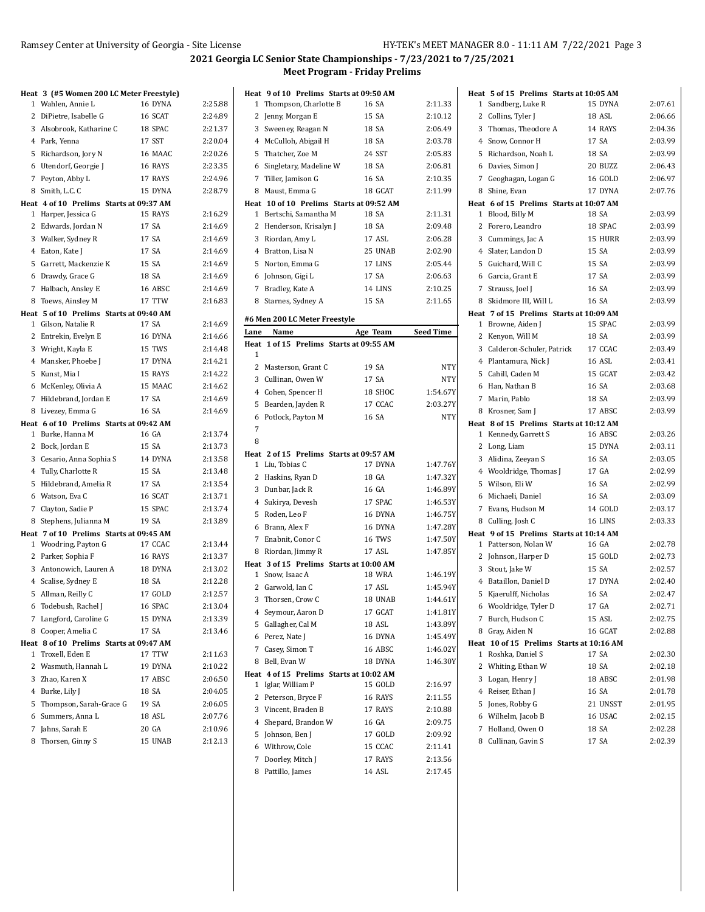## 2021 Georgia LC Senior State Championships - 7/23/2021 to 7/25/2021

### Meet Program - Friday Prelims

**Heat 3 (#5 Women 200 LC Meter Freestyle)**

| Lane | Name | Age | Team | Seed Time |
|---|---|---|---|---|
| 1 | Wahlen, Annie L | 16 | DYNA | 2:25.88 |
| 2 | DiPietre, Isabelle G | 16 | SCAT | 2:24.89 |
| 3 | Alsobrook, Katharine C | 18 | SPAC | 2:21.37 |
| 4 | Park, Yenna | 17 | SST | 2:20.04 |
| 5 | Richardson, Jory N | 16 | MAAC | 2:20.26 |
| 6 | Utendorf, Georgie J | 16 | RAYS | 2:23.35 |
| 7 | Peyton, Abby L | 17 | RAYS | 2:24.96 |
| 8 | Smith, L.C. C | 15 | DYNA | 2:28.79 |

**Heat 4 of 10 Prelims Starts at 09:37 AM**

| Lane | Name | Age | Team | Seed Time |
|---|---|---|---|---|
| 1 | Harper, Jessica G | 15 | RAYS | 2:16.29 |
| 2 | Edwards, Jordan N | 17 | SA | 2:14.69 |
| 3 | Walker, Sydney R | 17 | SA | 2:14.69 |
| 4 | Eaton, Kate J | 17 | SA | 2:14.69 |
| 5 | Garrett, Mackenzie K | 15 | SA | 2:14.69 |
| 6 | Drawdy, Grace G | 18 | SA | 2:14.69 |
| 7 | Halbach, Ansley E | 16 | ABSC | 2:14.69 |
| 8 | Toews, Ainsley M | 17 | TTW | 2:16.83 |

**Heat 5 of 10 Prelims Starts at 09:40 AM**

| Lane | Name | Age | Team | Seed Time |
|---|---|---|---|---|
| 1 | Gilson, Natalie R | 17 | SA | 2:14.69 |
| 2 | Entrekin, Evelyn E | 16 | DYNA | 2:14.66 |
| 3 | Wright, Kayla E | 15 | TWS | 2:14.48 |
| 4 | Mansker, Phoebe J | 17 | DYNA | 2:14.21 |
| 5 | Kunst, Mia I | 15 | RAYS | 2:14.22 |
| 6 | McKenley, Olivia A | 15 | MAAC | 2:14.62 |
| 7 | Hildebrand, Jordan E | 17 | SA | 2:14.69 |
| 8 | Livezey, Emma G | 16 | SA | 2:14.69 |

**Heat 6 of 10 Prelims Starts at 09:42 AM**

| Lane | Name | Age | Team | Seed Time |
|---|---|---|---|---|
| 1 | Burke, Hanna M | 16 | GA | 2:13.74 |
| 2 | Bock, Jordan E | 15 | SA | 2:13.73 |
| 3 | Cesario, Anna Sophia S | 14 | DYNA | 2:13.58 |
| 4 | Tully, Charlotte R | 15 | SA | 2:13.48 |
| 5 | Hildebrand, Amelia R | 17 | SA | 2:13.54 |
| 6 | Watson, Eva C | 16 | SCAT | 2:13.71 |
| 7 | Clayton, Sadie P | 15 | SPAC | 2:13.74 |
| 8 | Stephens, Julianna M | 19 | SA | 2:13.89 |

**Heat 7 of 10 Prelims Starts at 09:45 AM**

| Lane | Name | Age | Team | Seed Time |
|---|---|---|---|---|
| 1 | Woodring, Payton G | 17 | CCAC | 2:13.44 |
| 2 | Parker, Sophia F | 16 | RAYS | 2:13.37 |
| 3 | Antonowich, Lauren A | 18 | DYNA | 2:13.02 |
| 4 | Scalise, Sydney E | 18 | SA | 2:12.28 |
| 5 | Allman, Reilly C | 17 | GOLD | 2:12.57 |
| 6 | Todebush, Rachel J | 16 | SPAC | 2:13.04 |
| 7 | Langford, Caroline G | 15 | DYNA | 2:13.39 |
| 8 | Cooper, Amelia C | 17 | SA | 2:13.46 |

**Heat 8 of 10 Prelims Starts at 09:47 AM**

| Lane | Name | Age | Team | Seed Time |
|---|---|---|---|---|
| 1 | Troxell, Eden E | 17 | TTW | 2:11.63 |
| 2 | Wasmuth, Hannah L | 19 | DYNA | 2:10.22 |
| 3 | Zhao, Karen X | 17 | ABSC | 2:06.50 |
| 4 | Burke, Lily J | 18 | SA | 2:04.05 |
| 5 | Thompson, Sarah-Grace G | 19 | SA | 2:06.05 |
| 6 | Summers, Anna L | 18 | ASL | 2:07.76 |
| 7 | Jahns, Sarah E | 20 | GA | 2:10.96 |
| 8 | Thorsen, Ginny S | 15 | UNAB | 2:12.13 |

**Heat 9 of 10 Prelims Starts at 09:50 AM**

| Lane | Name | Age | Team | Seed Time |
|---|---|---|---|---|
| 1 | Thompson, Charlotte B | 16 | SA | 2:11.33 |
| 2 | Jenny, Morgan E | 15 | SA | 2:10.12 |
| 3 | Sweeney, Reagan N | 18 | SA | 2:06.49 |
| 4 | McCulloh, Abigail H | 18 | SA | 2:03.78 |
| 5 | Thatcher, Zoe M | 24 | SST | 2:05.83 |
| 6 | Singletary, Madeline W | 18 | SA | 2:06.81 |
| 7 | Tiller, Jamison G | 16 | SA | 2:10.35 |
| 8 | Maust, Emma G | 18 | GCAT | 2:11.99 |

**Heat 10 of 10 Prelims Starts at 09:52 AM**

| Lane | Name | Age | Team | Seed Time |
|---|---|---|---|---|
| 1 | Bertschi, Samantha M | 18 | SA | 2:11.31 |
| 2 | Henderson, Krisalyn J | 18 | SA | 2:09.48 |
| 3 | Riordan, Amy L | 17 | ASL | 2:06.28 |
| 4 | Bratton, Lisa N | 25 | UNAB | 2:02.90 |
| 5 | Norton, Emma G | 17 | LINS | 2:05.44 |
| 6 | Johnson, Gigi L | 17 | SA | 2:06.63 |
| 7 | Bradley, Kate A | 14 | LINS | 2:10.25 |
| 8 | Starnes, Sydney A | 15 | SA | 2:11.65 |

### #6 Men 200 LC Meter Freestyle

**Heat 1 of 15 Prelims Starts at 09:55 AM**

| Lane | Name | Age | Team | Seed Time |
|---|---|---|---|---|
| 1 | | | | |
| 2 | Masterson, Grant C | 19 | SA | NTY |
| 3 | Cullinan, Owen W | 17 | SA | NTY |
| 4 | Cohen, Spencer H | 18 | SHOC | 1:54.67Y |
| 5 | Bearden, Jayden R | 17 | CCAC | 2:03.27Y |
| 6 | Potlock, Payton M | 16 | SA | NTY |
| 7 | | | | |
| 8 | | | | |

**Heat 2 of 15 Prelims Starts at 09:57 AM**

| Lane | Name | Age | Team | Seed Time |
|---|---|---|---|---|
| 1 | Liu, Tobias C | 17 | DYNA | 1:47.76Y |
| 2 | Haskins, Ryan D | 18 | GA | 1:47.32Y |
| 3 | Dunbar, Jack R | 16 | GA | 1:46.89Y |
| 4 | Sukirya, Devesh | 17 | SPAC | 1:46.53Y |
| 5 | Roden, Leo F | 16 | DYNA | 1:46.75Y |
| 6 | Brann, Alex F | 16 | DYNA | 1:47.28Y |
| 7 | Enabnit, Conor C | 16 | TWS | 1:47.50Y |
| 8 | Riordan, Jimmy R | 17 | ASL | 1:47.85Y |

**Heat 3 of 15 Prelims Starts at 10:00 AM**

| Lane | Name | Age | Team | Seed Time |
|---|---|---|---|---|
| 1 | Snow, Isaac A | 18 | WRA | 1:46.19Y |
| 2 | Garwold, Ian C | 17 | ASL | 1:45.94Y |
| 3 | Thorsen, Crow C | 18 | UNAB | 1:44.61Y |
| 4 | Seymour, Aaron D | 17 | GCAT | 1:41.81Y |
| 5 | Gallagher, Cal M | 18 | ASL | 1:43.89Y |
| 6 | Perez, Nate J | 16 | DYNA | 1:45.49Y |
| 7 | Casey, Simon T | 16 | ABSC | 1:46.02Y |
| 8 | Bell, Evan W | 18 | DYNA | 1:46.30Y |

**Heat 4 of 15 Prelims Starts at 10:02 AM**

| Lane | Name | Age | Team | Seed Time |
|---|---|---|---|---|
| 1 | Iglar, William P | 15 | GOLD | 2:16.97 |
| 2 | Peterson, Bryce F | 16 | RAYS | 2:11.55 |
| 3 | Vincent, Braden B | 17 | RAYS | 2:10.88 |
| 4 | Shepard, Brandon W | 16 | GA | 2:09.75 |
| 5 | Johnson, Ben J | 17 | GOLD | 2:09.92 |
| 6 | Withrow, Cole | 15 | CCAC | 2:11.41 |
| 7 | Doorley, Mitch J | 17 | RAYS | 2:13.56 |
| 8 | Pattillo, James | 14 | ASL | 2:17.45 |

**Heat 5 of 15 Prelims Starts at 10:05 AM**

| Lane | Name | Age | Team | Seed Time |
|---|---|---|---|---|
| 1 | Sandberg, Luke R | 15 | DYNA | 2:07.61 |
| 2 | Collins, Tyler J | 18 | ASL | 2:06.66 |
| 3 | Thomas, Theodore A | 14 | RAYS | 2:04.36 |
| 4 | Snow, Connor H | 17 | SA | 2:03.99 |
| 5 | Richardson, Noah L | 18 | SA | 2:03.99 |
| 6 | Davies, Simon J | 20 | BUZZ | 2:06.43 |
| 7 | Geoghagan, Logan G | 16 | GOLD | 2:06.97 |
| 8 | Shine, Evan | 17 | DYNA | 2:07.76 |

**Heat 6 of 15 Prelims Starts at 10:07 AM**

| Lane | Name | Age | Team | Seed Time |
|---|---|---|---|---|
| 1 | Blood, Billy M | 18 | SA | 2:03.99 |
| 2 | Forero, Leandro | 18 | SPAC | 2:03.99 |
| 3 | Cummings, Jac A | 15 | HURR | 2:03.99 |
| 4 | Slater, Landon D | 15 | SA | 2:03.99 |
| 5 | Guichard, Will C | 15 | SA | 2:03.99 |
| 6 | Garcia, Grant E | 17 | SA | 2:03.99 |
| 7 | Strauss, Joel J | 16 | SA | 2:03.99 |
| 8 | Skidmore III, Will L | 16 | SA | 2:03.99 |

**Heat 7 of 15 Prelims Starts at 10:09 AM**

| Lane | Name | Age | Team | Seed Time |
|---|---|---|---|---|
| 1 | Browne, Aiden J | 15 | SPAC | 2:03.99 |
| 2 | Kenyon, Will M | 18 | SA | 2:03.99 |
| 3 | Calderon-Schuler, Patrick | 17 | CCAC | 2:03.49 |
| 4 | Plantamura, Nick J | 16 | ASL | 2:03.41 |
| 5 | Cahill, Caden M | 15 | GCAT | 2:03.42 |
| 6 | Han, Nathan B | 16 | SA | 2:03.68 |
| 7 | Marin, Pablo | 18 | SA | 2:03.99 |
| 8 | Krosner, Sam J | 17 | ABSC | 2:03.99 |

**Heat 8 of 15 Prelims Starts at 10:12 AM**

| Lane | Name | Age | Team | Seed Time |
|---|---|---|---|---|
| 1 | Kennedy, Garrett S | 16 | ABSC | 2:03.26 |
| 2 | Long, Liam | 15 | DYNA | 2:03.11 |
| 3 | Alidina, Zeeyan S | 16 | SA | 2:03.05 |
| 4 | Wooldridge, Thomas J | 17 | GA | 2:02.99 |
| 5 | Wilson, Eli W | 16 | SA | 2:02.99 |
| 6 | Michaeli, Daniel | 16 | SA | 2:03.09 |
| 7 | Evans, Hudson M | 14 | GOLD | 2:03.17 |
| 8 | Culling, Josh C | 16 | LINS | 2:03.33 |

**Heat 9 of 15 Prelims Starts at 10:14 AM**

| Lane | Name | Age | Team | Seed Time |
|---|---|---|---|---|
| 1 | Patterson, Nolan W | 16 | GA | 2:02.78 |
| 2 | Johnson, Harper D | 15 | GOLD | 2:02.73 |
| 3 | Stout, Jake W | 15 | SA | 2:02.57 |
| 4 | Bataillon, Daniel D | 17 | DYNA | 2:02.40 |
| 5 | Kjaerulff, Nicholas | 16 | SA | 2:02.47 |
| 6 | Wooldridge, Tyler D | 17 | GA | 2:02.71 |
| 7 | Burch, Hudson C | 15 | ASL | 2:02.75 |
| 8 | Gray, Aiden N | 16 | GCAT | 2:02.88 |

**Heat 10 of 15 Prelims Starts at 10:16 AM**

| Lane | Name | Age | Team | Seed Time |
|---|---|---|---|---|
| 1 | Roshka, Daniel S | 17 | SA | 2:02.30 |
| 2 | Whiting, Ethan W | 18 | SA | 2:02.18 |
| 3 | Logan, Henry J | 18 | ABSC | 2:01.98 |
| 4 | Reiser, Ethan J | 16 | SA | 2:01.78 |
| 5 | Jones, Robby G | 21 | UNSST | 2:01.95 |
| 6 | Wilhelm, Jacob B | 16 | USAC | 2:02.15 |
| 7 | Holland, Owen O | 18 | SA | 2:02.28 |
| 8 | Cullinan, Gavin S | 17 | SA | 2:02.39 |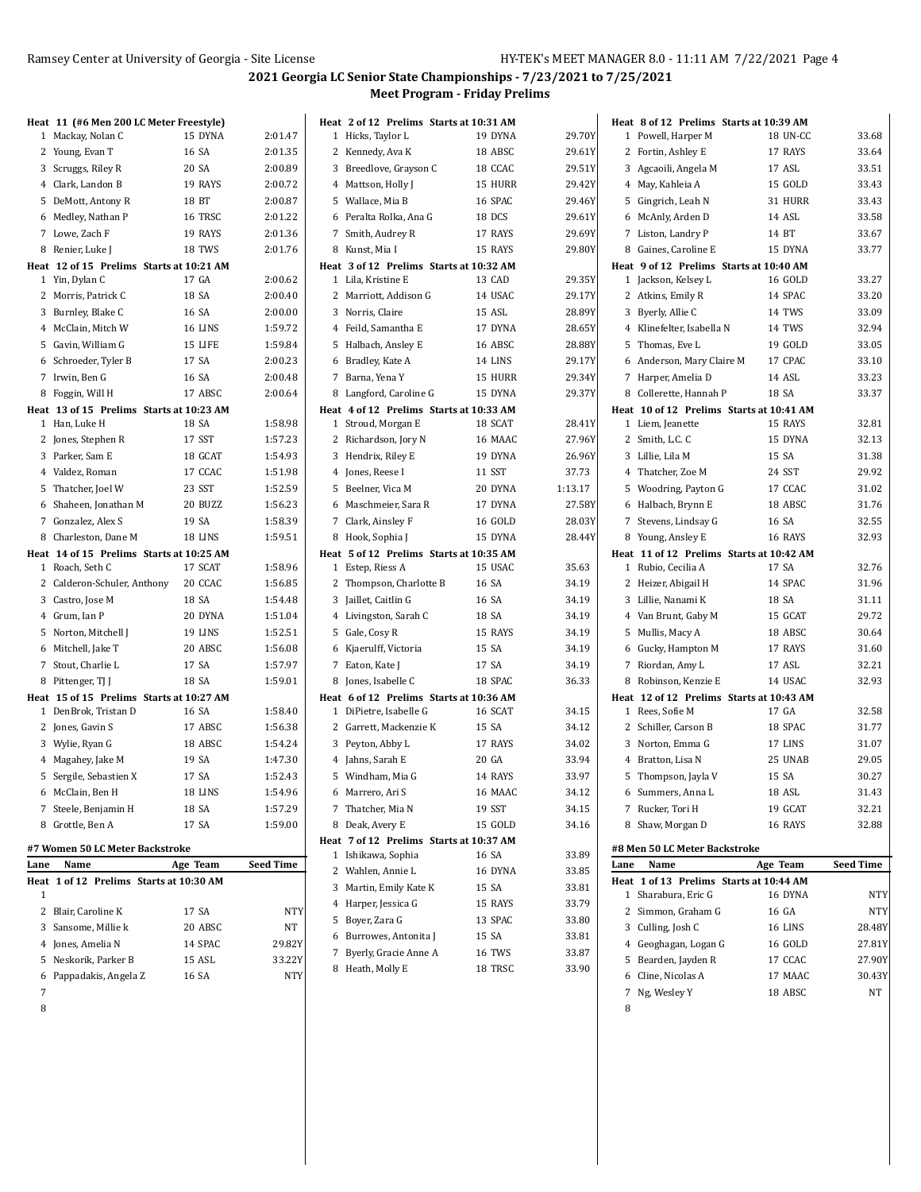## 2021 Georgia LC Senior State Championships - 7/23/2021 to 7/25/2021

### Meet Program - Friday Prelims

**Heat 11 (#6 Men 200 LC Meter Freestyle)**

| Lane | Name | Age | Team | Seed Time |
|---|---|---|---|---|
| 1 | Mackay, Nolan C | 15 | DYNA | 2:01.47 |
| 2 | Young, Evan T | 16 | SA | 2:01.35 |
| 3 | Scruggs, Riley R | 20 | SA | 2:00.89 |
| 4 | Clark, Landon B | 19 | RAYS | 2:00.72 |
| 5 | DeMott, Antony R | 18 | BT | 2:00.87 |
| 6 | Medley, Nathan P | 16 | TRSC | 2:01.22 |
| 7 | Lowe, Zach F | 19 | RAYS | 2:01.36 |
| 8 | Renier, Luke J | 18 | TWS | 2:01.76 |

**Heat 12 of 15 Prelims Starts at 10:21 AM**

| Lane | Name | Age | Team | Seed Time |
|---|---|---|---|---|
| 1 | Yin, Dylan C | 17 | GA | 2:00.62 |
| 2 | Morris, Patrick C | 18 | SA | 2:00.40 |
| 3 | Burnley, Blake C | 16 | SA | 2:00.00 |
| 4 | McClain, Mitch W | 16 | LINS | 1:59.72 |
| 5 | Gavin, William G | 15 | LIFE | 1:59.84 |
| 6 | Schroeder, Tyler B | 17 | SA | 2:00.23 |
| 7 | Irwin, Ben G | 16 | SA | 2:00.48 |
| 8 | Foggin, Will H | 17 | ABSC | 2:00.64 |

**Heat 13 of 15 Prelims Starts at 10:23 AM**

| Lane | Name | Age | Team | Seed Time |
|---|---|---|---|---|
| 1 | Han, Luke H | 18 | SA | 1:58.98 |
| 2 | Jones, Stephen R | 17 | SST | 1:57.23 |
| 3 | Parker, Sam E | 18 | GCAT | 1:54.93 |
| 4 | Valdez, Roman | 17 | CCAC | 1:51.98 |
| 5 | Thatcher, Joel W | 23 | SST | 1:52.59 |
| 6 | Shaheen, Jonathan M | 20 | BUZZ | 1:56.23 |
| 7 | Gonzalez, Alex S | 19 | SA | 1:58.39 |
| 8 | Charleston, Dane M | 18 | LINS | 1:59.51 |

**Heat 14 of 15 Prelims Starts at 10:25 AM**

| Lane | Name | Age | Team | Seed Time |
|---|---|---|---|---|
| 1 | Roach, Seth C | 17 | SCAT | 1:58.96 |
| 2 | Calderon-Schuler, Anthony | 20 | CCAC | 1:56.85 |
| 3 | Castro, Jose M | 18 | SA | 1:54.48 |
| 4 | Grum, Ian P | 20 | DYNA | 1:51.04 |
| 5 | Norton, Mitchell J | 19 | LINS | 1:52.51 |
| 6 | Mitchell, Jake T | 20 | ABSC | 1:56.08 |
| 7 | Stout, Charlie L | 17 | SA | 1:57.97 |
| 8 | Pittenger, TJ J | 18 | SA | 1:59.01 |

**Heat 15 of 15 Prelims Starts at 10:27 AM**

| Lane | Name | Age | Team | Seed Time |
|---|---|---|---|---|
| 1 | DenBrok, Tristan D | 16 | SA | 1:58.40 |
| 2 | Jones, Gavin S | 17 | ABSC | 1:56.38 |
| 3 | Wylie, Ryan G | 18 | ABSC | 1:54.24 |
| 4 | Magahey, Jake M | 19 | SA | 1:47.30 |
| 5 | Sergile, Sebastien X | 17 | SA | 1:52.43 |
| 6 | McClain, Ben H | 18 | LINS | 1:54.96 |
| 7 | Steele, Benjamin H | 18 | SA | 1:57.29 |
| 8 | Grottle, Ben A | 17 | SA | 1:59.00 |

### #7 Women 50 LC Meter Backstroke

**Heat 1 of 12 Prelims Starts at 10:30 AM**

| Lane | Name | Age | Team | Seed Time |
|---|---|---|---|---|
| 1 | | | | |
| 2 | Blair, Caroline K | 17 | SA | NTY |
| 3 | Sansome, Millie k | 20 | ABSC | NT |
| 4 | Jones, Amelia N | 14 | SPAC | 29.82Y |
| 5 | Neskorik, Parker B | 15 | ASL | 33.22Y |
| 6 | Pappadakis, Angela Z | 16 | SA | NTY |
| 7 | | | | |
| 8 | | | | |

**Heat 2 of 12 Prelims Starts at 10:31 AM**

| Lane | Name | Age | Team | Seed Time |
|---|---|---|---|---|
| 1 | Hicks, Taylor L | 19 | DYNA | 29.70Y |
| 2 | Kennedy, Ava K | 18 | ABSC | 29.61Y |
| 3 | Breedlove, Grayson C | 18 | CCAC | 29.51Y |
| 4 | Mattson, Holly J | 15 | HURR | 29.42Y |
| 5 | Wallace, Mia B | 16 | SPAC | 29.46Y |
| 6 | Peralta Rolka, Ana G | 18 | DCS | 29.61Y |
| 7 | Smith, Audrey R | 17 | RAYS | 29.69Y |
| 8 | Kunst, Mia I | 15 | RAYS | 29.80Y |

**Heat 3 of 12 Prelims Starts at 10:32 AM**

| Lane | Name | Age | Team | Seed Time |
|---|---|---|---|---|
| 1 | Lila, Kristine E | 13 | CAD | 29.35Y |
| 2 | Marriott, Addison G | 14 | USAC | 29.17Y |
| 3 | Norris, Claire | 15 | ASL | 28.89Y |
| 4 | Feild, Samantha E | 17 | DYNA | 28.65Y |
| 5 | Halbach, Ansley E | 16 | ABSC | 28.88Y |
| 6 | Bradley, Kate A | 14 | LINS | 29.17Y |
| 7 | Barna, Yena Y | 15 | HURR | 29.34Y |
| 8 | Langford, Caroline G | 15 | DYNA | 29.37Y |

**Heat 4 of 12 Prelims Starts at 10:33 AM**

| Lane | Name | Age | Team | Seed Time |
|---|---|---|---|---|
| 1 | Stroud, Morgan E | 18 | SCAT | 28.41Y |
| 2 | Richardson, Jory N | 16 | MAAC | 27.96Y |
| 3 | Hendrix, Riley E | 19 | DYNA | 26.96Y |
| 4 | Jones, Reese I | 11 | SST | 37.73 |
| 5 | Beelner, Vica M | 20 | DYNA | 1:13.17 |
| 6 | Maschmeier, Sara R | 17 | DYNA | 27.58Y |
| 7 | Clark, Ainsley F | 16 | GOLD | 28.03Y |
| 8 | Hook, Sophia J | 15 | DYNA | 28.44Y |

**Heat 5 of 12 Prelims Starts at 10:35 AM**

| Lane | Name | Age | Team | Seed Time |
|---|---|---|---|---|
| 1 | Estep, Riess A | 15 | USAC | 35.63 |
| 2 | Thompson, Charlotte B | 16 | SA | 34.19 |
| 3 | Jaillet, Caitlin G | 16 | SA | 34.19 |
| 4 | Livingston, Sarah C | 18 | SA | 34.19 |
| 5 | Gale, Cosy R | 15 | RAYS | 34.19 |
| 6 | Kjaerulff, Victoria | 15 | SA | 34.19 |
| 7 | Eaton, Kate J | 17 | SA | 34.19 |
| 8 | Jones, Isabelle C | 18 | SPAC | 36.33 |

**Heat 6 of 12 Prelims Starts at 10:36 AM**

| Lane | Name | Age | Team | Seed Time |
|---|---|---|---|---|
| 1 | DiPietre, Isabelle G | 16 | SCAT | 34.15 |
| 2 | Garrett, Mackenzie K | 15 | SA | 34.12 |
| 3 | Peyton, Abby L | 17 | RAYS | 34.02 |
| 4 | Jahns, Sarah E | 20 | GA | 33.94 |
| 5 | Windham, Mia G | 14 | RAYS | 33.97 |
| 6 | Marrero, Ari S | 16 | MAAC | 34.12 |
| 7 | Thatcher, Mia N | 19 | SST | 34.15 |
| 8 | Deak, Avery E | 15 | GOLD | 34.16 |

**Heat 7 of 12 Prelims Starts at 10:37 AM**

| Lane | Name | Age | Team | Seed Time |
|---|---|---|---|---|
| 1 | Ishikawa, Sophia | 16 | SA | 33.89 |
| 2 | Wahlen, Annie L | 16 | DYNA | 33.85 |
| 3 | Martin, Emily Kate K | 15 | SA | 33.81 |
| 4 | Harper, Jessica G | 15 | RAYS | 33.79 |
| 5 | Boyer, Zara G | 13 | SPAC | 33.80 |
| 6 | Burrowes, Antonita J | 15 | SA | 33.81 |
| 7 | Byerly, Gracie Anne A | 16 | TWS | 33.87 |
| 8 | Heath, Molly E | 18 | TRSC | 33.90 |

**Heat 8 of 12 Prelims Starts at 10:39 AM**

| Lane | Name | Age | Team | Seed Time |
|---|---|---|---|---|
| 1 | Powell, Harper M | 18 | UN-CC | 33.68 |
| 2 | Fortin, Ashley E | 17 | RAYS | 33.64 |
| 3 | Agcaoili, Angela M | 17 | ASL | 33.51 |
| 4 | May, Kahleia A | 15 | GOLD | 33.43 |
| 5 | Gingrich, Leah N | 31 | HURR | 33.43 |
| 6 | McAnly, Arden D | 14 | ASL | 33.58 |
| 7 | Liston, Landry P | 14 | BT | 33.67 |
| 8 | Gaines, Caroline E | 15 | DYNA | 33.77 |

**Heat 9 of 12 Prelims Starts at 10:40 AM**

| Lane | Name | Age | Team | Seed Time |
|---|---|---|---|---|
| 1 | Jackson, Kelsey L | 16 | GOLD | 33.27 |
| 2 | Atkins, Emily R | 14 | SPAC | 33.20 |
| 3 | Byerly, Allie C | 14 | TWS | 33.09 |
| 4 | Klinefelter, Isabella N | 14 | TWS | 32.94 |
| 5 | Thomas, Eve L | 19 | GOLD | 33.05 |
| 6 | Anderson, Mary Claire M | 17 | CPAC | 33.10 |
| 7 | Harper, Amelia D | 14 | ASL | 33.23 |
| 8 | Collerette, Hannah P | 18 | SA | 33.37 |

**Heat 10 of 12 Prelims Starts at 10:41 AM**

| Lane | Name | Age | Team | Seed Time |
|---|---|---|---|---|
| 1 | Liem, Jeanette | 15 | RAYS | 32.81 |
| 2 | Smith, L.C. C | 15 | DYNA | 32.13 |
| 3 | Lillie, Lila M | 15 | SA | 31.38 |
| 4 | Thatcher, Zoe M | 24 | SST | 29.92 |
| 5 | Woodring, Payton G | 17 | CCAC | 31.02 |
| 6 | Halbach, Brynn E | 18 | ABSC | 31.76 |
| 7 | Stevens, Lindsay G | 16 | SA | 32.55 |
| 8 | Young, Ansley E | 16 | RAYS | 32.93 |

**Heat 11 of 12 Prelims Starts at 10:42 AM**

| Lane | Name | Age | Team | Seed Time |
|---|---|---|---|---|
| 1 | Rubio, Cecilia A | 17 | SA | 32.76 |
| 2 | Heizer, Abigail H | 14 | SPAC | 31.96 |
| 3 | Lillie, Nanami K | 18 | SA | 31.11 |
| 4 | Van Brunt, Gaby M | 15 | GCAT | 29.72 |
| 5 | Mullis, Macy A | 18 | ABSC | 30.64 |
| 6 | Gucky, Hampton M | 17 | RAYS | 31.60 |
| 7 | Riordan, Amy L | 17 | ASL | 32.21 |
| 8 | Robinson, Kenzie E | 14 | USAC | 32.93 |

**Heat 12 of 12 Prelims Starts at 10:43 AM**

| Lane | Name | Age | Team | Seed Time |
|---|---|---|---|---|
| 1 | Rees, Sofie M | 17 | GA | 32.58 |
| 2 | Schiller, Carson B | 18 | SPAC | 31.77 |
| 3 | Norton, Emma G | 17 | LINS | 31.07 |
| 4 | Bratton, Lisa N | 25 | UNAB | 29.05 |
| 5 | Thompson, Jayla V | 15 | SA | 30.27 |
| 6 | Summers, Anna L | 18 | ASL | 31.43 |
| 7 | Rucker, Tori H | 19 | GCAT | 32.21 |
| 8 | Shaw, Morgan D | 16 | RAYS | 32.88 |

### #8 Men 50 LC Meter Backstroke

**Heat 1 of 13 Prelims Starts at 10:44 AM**

| Lane | Name | Age | Team | Seed Time |
|---|---|---|---|---|
| 1 | Sharabura, Eric G | 16 | DYNA | NTY |
| 2 | Simmon, Graham G | 16 | GA | NTY |
| 3 | Culling, Josh C | 16 | LINS | 28.48Y |
| 4 | Geoghagan, Logan G | 16 | GOLD | 27.81Y |
| 5 | Bearden, Jayden R | 17 | CCAC | 27.90Y |
| 6 | Cline, Nicolas A | 17 | MAAC | 30.43Y |
| 7 | Ng, Wesley Y | 18 | ABSC | NT |
| 8 | | | | |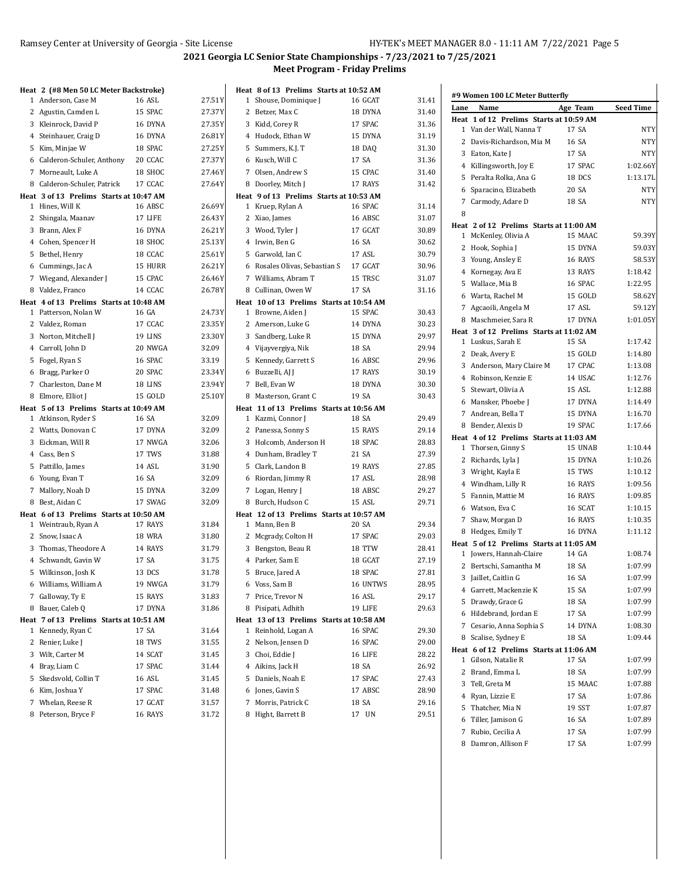## 2021 Georgia LC Senior State Championships - 7/23/2021 to 7/25/2021

### Meet Program - Friday Prelims

**Heat 2 (#8 Men 50 LC Meter Backstroke)**

| Lane | Name | Age | Team | Seed Time |
|---|---|---|---|---|
| 1 | Anderson, Case M | 16 | ASL | 27.51Y |
| 2 | Agustin, Camden L | 15 | SPAC | 27.37Y |
| 3 | Kleinrock, David P | 16 | DYNA | 27.35Y |
| 4 | Steinhauer, Craig D | 16 | DYNA | 26.81Y |
| 5 | Kim, Minjae W | 18 | SPAC | 27.25Y |
| 6 | Calderon-Schuler, Anthony | 20 | CCAC | 27.37Y |
| 7 | Morneault, Luke A | 18 | SHOC | 27.46Y |
| 8 | Calderon-Schuler, Patrick | 17 | CCAC | 27.64Y |

**Heat 3 of 13 Prelims Starts at 10:47 AM**

| Lane | Name | Age | Team | Seed Time |
|---|---|---|---|---|
| 1 | Hines, Will K | 16 | ABSC | 26.69Y |
| 2 | Shingala, Maanav | 17 | LIFE | 26.43Y |
| 3 | Brann, Alex F | 16 | DYNA | 26.21Y |
| 4 | Cohen, Spencer H | 18 | SHOC | 25.13Y |
| 5 | Bethel, Henry | 18 | CCAC | 25.61Y |
| 6 | Cummings, Jac A | 15 | HURR | 26.21Y |
| 7 | Wiegand, Alexander J | 15 | CPAC | 26.46Y |
| 8 | Valdez, Franco | 14 | CCAC | 26.78Y |

**Heat 4 of 13 Prelims Starts at 10:48 AM**

| Lane | Name | Age | Team | Seed Time |
|---|---|---|---|---|
| 1 | Patterson, Nolan W | 16 | GA | 24.73Y |
| 2 | Valdez, Roman | 17 | CCAC | 23.35Y |
| 3 | Norton, Mitchell J | 19 | LINS | 23.30Y |
| 4 | Carroll, John D | 20 | NWGA | 32.09 |
| 5 | Fogel, Ryan S | 16 | SPAC | 33.19 |
| 6 | Bragg, Parker O | 20 | SPAC | 23.34Y |
| 7 | Charleston, Dane M | 18 | LINS | 23.94Y |
| 8 | Elmore, Elliot J | 15 | GOLD | 25.10Y |

**Heat 5 of 13 Prelims Starts at 10:49 AM**

| Lane | Name | Age | Team | Seed Time |
|---|---|---|---|---|
| 1 | Atkinson, Ryder S | 16 | SA | 32.09 |
| 2 | Watts, Donovan C | 17 | DYNA | 32.09 |
| 3 | Eickman, Will R | 17 | NWGA | 32.06 |
| 4 | Cass, Ben S | 17 | TWS | 31.88 |
| 5 | Pattillo, James | 14 | ASL | 31.90 |
| 6 | Young, Evan T | 16 | SA | 32.09 |
| 7 | Mallory, Noah D | 15 | DYNA | 32.09 |
| 8 | Best, Aidan C | 17 | SWAG | 32.09 |

**Heat 6 of 13 Prelims Starts at 10:50 AM**

| Lane | Name | Age | Team | Seed Time |
|---|---|---|---|---|
| 1 | Weintraub, Ryan A | 17 | RAYS | 31.84 |
| 2 | Snow, Isaac A | 18 | WRA | 31.80 |
| 3 | Thomas, Theodore A | 14 | RAYS | 31.79 |
| 4 | Schwandt, Gavin W | 17 | SA | 31.75 |
| 5 | Wilkinson, Josh K | 13 | DCS | 31.78 |
| 6 | Williams, William A | 19 | NWGA | 31.79 |
| 7 | Galloway, Ty E | 15 | RAYS | 31.83 |
| 8 | Bauer, Caleb Q | 17 | DYNA | 31.86 |

**Heat 7 of 13 Prelims Starts at 10:51 AM**

| Lane | Name | Age | Team | Seed Time |
|---|---|---|---|---|
| 1 | Kennedy, Ryan C | 17 | SA | 31.64 |
| 2 | Renier, Luke J | 18 | TWS | 31.55 |
| 3 | Wilt, Carter M | 14 | SCAT | 31.45 |
| 4 | Bray, Liam C | 17 | SPAC | 31.44 |
| 5 | Skedsvold, Collin T | 16 | ASL | 31.45 |
| 6 | Kim, Joshua Y | 17 | SPAC | 31.48 |
| 7 | Whelan, Reese R | 17 | GCAT | 31.57 |
| 8 | Peterson, Bryce F | 16 | RAYS | 31.72 |

**Heat 8 of 13 Prelims Starts at 10:52 AM**

| Lane | Name | Age | Team | Seed Time |
|---|---|---|---|---|
| 1 | Shouse, Dominique J | 16 | GCAT | 31.41 |
| 2 | Betzer, Max C | 18 | DYNA | 31.40 |
| 3 | Kidd, Corey R | 17 | SPAC | 31.36 |
| 4 | Hudock, Ethan W | 15 | DYNA | 31.19 |
| 5 | Summers, K.J. T | 18 | DAQ | 31.30 |
| 6 | Kusch, Will C | 17 | SA | 31.36 |
| 7 | Olsen, Andrew S | 15 | CPAC | 31.40 |
| 8 | Doorley, Mitch J | 17 | RAYS | 31.42 |

**Heat 9 of 13 Prelims Starts at 10:53 AM**

| Lane | Name | Age | Team | Seed Time |
|---|---|---|---|---|
| 1 | Kruep, Rylan A | 16 | SPAC | 31.14 |
| 2 | Xiao, James | 16 | ABSC | 31.07 |
| 3 | Wood, Tyler J | 17 | GCAT | 30.89 |
| 4 | Irwin, Ben G | 16 | SA | 30.62 |
| 5 | Garwold, Ian C | 17 | ASL | 30.79 |
| 6 | Rosales Olivas, Sebastian S | 17 | GCAT | 30.96 |
| 7 | Williams, Abram T | 15 | TRSC | 31.07 |
| 8 | Cullinan, Owen W | 17 | SA | 31.16 |

**Heat 10 of 13 Prelims Starts at 10:54 AM**

| Lane | Name | Age | Team | Seed Time |
|---|---|---|---|---|
| 1 | Browne, Aiden J | 15 | SPAC | 30.43 |
| 2 | Amerson, Luke G | 14 | DYNA | 30.23 |
| 3 | Sandberg, Luke R | 15 | DYNA | 29.97 |
| 4 | Vijayvergiya, Nik | 18 | SA | 29.94 |
| 5 | Kennedy, Garrett S | 16 | ABSC | 29.96 |
| 6 | Buzzelli, AJ J | 17 | RAYS | 30.19 |
| 7 | Bell, Evan W | 18 | DYNA | 30.30 |
| 8 | Masterson, Grant C | 19 | SA | 30.43 |

**Heat 11 of 13 Prelims Starts at 10:56 AM**

| Lane | Name | Age | Team | Seed Time |
|---|---|---|---|---|
| 1 | Kazmi, Connor J | 18 | SA | 29.49 |
| 2 | Panessa, Sonny S | 15 | RAYS | 29.14 |
| 3 | Holcomb, Anderson H | 18 | SPAC | 28.83 |
| 4 | Dunham, Bradley T | 21 | SA | 27.39 |
| 5 | Clark, Landon B | 19 | RAYS | 27.85 |
| 6 | Riordan, Jimmy R | 17 | ASL | 28.98 |
| 7 | Logan, Henry J | 18 | ABSC | 29.27 |
| 8 | Burch, Hudson C | 15 | ASL | 29.71 |

**Heat 12 of 13 Prelims Starts at 10:57 AM**

| Lane | Name | Age | Team | Seed Time |
|---|---|---|---|---|
| 1 | Mann, Ben B | 20 | SA | 29.34 |
| 2 | Mcgrady, Colton H | 17 | SPAC | 29.03 |
| 3 | Bengston, Beau R | 18 | TTW | 28.41 |
| 4 | Parker, Sam E | 18 | GCAT | 27.19 |
| 5 | Bruce, Jared A | 18 | SPAC | 27.81 |
| 6 | Voss, Sam B | 16 | UNTWS | 28.95 |
| 7 | Price, Trevor N | 16 | ASL | 29.17 |
| 8 | Pisipati, Adhith | 19 | LIFE | 29.63 |

**Heat 13 of 13 Prelims Starts at 10:58 AM**

| Lane | Name | Age | Team | Seed Time |
|---|---|---|---|---|
| 1 | Reinhold, Logan A | 16 | SPAC | 29.30 |
| 2 | Nelson, Jensen D | 16 | SPAC | 29.00 |
| 3 | Choi, Eddie J | 16 | LIFE | 28.22 |
| 4 | Aikins, Jack H | 18 | SA | 26.92 |
| 5 | Daniels, Noah E | 17 | SPAC | 27.43 |
| 6 | Jones, Gavin S | 17 | ABSC | 28.90 |
| 7 | Morris, Patrick C | 18 | SA | 29.16 |
| 8 | Hight, Barrett B | 17 | UN | 29.51 |

### #9 Women 100 LC Meter Butterfly

**Heat 1 of 12 Prelims Starts at 10:59 AM**

| Lane | Name | Age | Team | Seed Time |
|---|---|---|---|---|
| 1 | Van der Wall, Nanna T | 17 | SA | NTY |
| 2 | Davis-Richardson, Mia M | 16 | SA | NTY |
| 3 | Eaton, Kate J | 17 | SA | NTY |
| 4 | Killingsworth, Joy E | 17 | SPAC | 1:02.66Y |
| 5 | Peralta Rolka, Ana G | 18 | DCS | 1:13.17L |
| 6 | Sparacino, Elizabeth | 20 | SA | NTY |
| 7 | Carmody, Adare D | 18 | SA | NTY |
| 8 | | | | |

**Heat 2 of 12 Prelims Starts at 11:00 AM**

| Lane | Name | Age | Team | Seed Time |
|---|---|---|---|---|
| 1 | McKenley, Olivia A | 15 | MAAC | 59.39Y |
| 2 | Hook, Sophia J | 15 | DYNA | 59.03Y |
| 3 | Young, Ansley E | 16 | RAYS | 58.53Y |
| 4 | Kornegay, Ava E | 13 | RAYS | 1:18.42 |
| 5 | Wallace, Mia B | 16 | SPAC | 1:22.95 |
| 6 | Warta, Rachel M | 15 | GOLD | 58.62Y |
| 7 | Agcaoili, Angela M | 17 | ASL | 59.12Y |
| 8 | Maschmeier, Sara R | 17 | DYNA | 1:01.05Y |

**Heat 3 of 12 Prelims Starts at 11:02 AM**

| Lane | Name | Age | Team | Seed Time |
|---|---|---|---|---|
| 1 | Luskus, Sarah E | 15 | SA | 1:17.42 |
| 2 | Deak, Avery E | 15 | GOLD | 1:14.80 |
| 3 | Anderson, Mary Claire M | 17 | CPAC | 1:13.08 |
| 4 | Robinson, Kenzie E | 14 | USAC | 1:12.76 |
| 5 | Stewart, Olivia A | 15 | ASL | 1:12.88 |
| 6 | Mansker, Phoebe J | 17 | DYNA | 1:14.49 |
| 7 | Andrean, Bella T | 15 | DYNA | 1:16.70 |
| 8 | Bender, Alexis D | 19 | SPAC | 1:17.66 |

**Heat 4 of 12 Prelims Starts at 11:03 AM**

| Lane | Name | Age | Team | Seed Time |
|---|---|---|---|---|
| 1 | Thorsen, Ginny S | 15 | UNAB | 1:10.44 |
| 2 | Richards, Lyla J | 15 | DYNA | 1:10.26 |
| 3 | Wright, Kayla E | 15 | TWS | 1:10.12 |
| 4 | Windham, Lilly R | 16 | RAYS | 1:09.56 |
| 5 | Fannin, Mattie M | 16 | RAYS | 1:09.85 |
| 6 | Watson, Eva C | 16 | SCAT | 1:10.15 |
| 7 | Shaw, Morgan D | 16 | RAYS | 1:10.35 |
| 8 | Hedges, Emily T | 16 | DYNA | 1:11.12 |

**Heat 5 of 12 Prelims Starts at 11:05 AM**

| Lane | Name | Age | Team | Seed Time |
|---|---|---|---|---|
| 1 | Jowers, Hannah-Claire | 14 | GA | 1:08.74 |
| 2 | Bertschi, Samantha M | 18 | SA | 1:07.99 |
| 3 | Jaillet, Caitlin G | 16 | SA | 1:07.99 |
| 4 | Garrett, Mackenzie K | 15 | SA | 1:07.99 |
| 5 | Drawdy, Grace G | 18 | SA | 1:07.99 |
| 6 | Hildebrand, Jordan E | 17 | SA | 1:07.99 |
| 7 | Cesario, Anna Sophia S | 14 | DYNA | 1:08.30 |
| 8 | Scalise, Sydney E | 18 | SA | 1:09.44 |

**Heat 6 of 12 Prelims Starts at 11:06 AM**

| Lane | Name | Age | Team | Seed Time |
|---|---|---|---|---|
| 1 | Gilson, Natalie R | 17 | SA | 1:07.99 |
| 2 | Brand, Emma L | 18 | SA | 1:07.99 |
| 3 | Tell, Greta M | 15 | MAAC | 1:07.88 |
| 4 | Ryan, Lizzie E | 17 | SA | 1:07.86 |
| 5 | Thatcher, Mia N | 19 | SST | 1:07.87 |
| 6 | Tiller, Jamison G | 16 | SA | 1:07.89 |
| 7 | Rubio, Cecilia A | 17 | SA | 1:07.99 |
| 8 | Damron, Allison F | 17 | SA | 1:07.99 |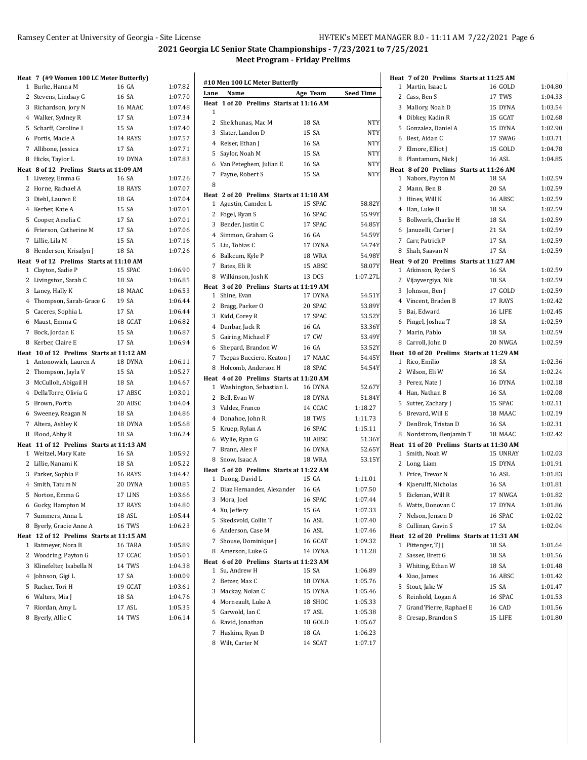## 2021 Georgia LC Senior State Championships - 7/23/2021 to 7/25/2021

### Meet Program - Friday Prelims

**Heat 7 (#9 Women 100 LC Meter Butterfly)**

| Lane | Name | Age Team | Seed Time |
|---|---|---|---|
| 1 | Burke, Hanna M | 16 GA | 1:07.82 |
| 2 | Stevens, Lindsay G | 16 SA | 1:07.70 |
| 3 | Richardson, Jory N | 16 MAAC | 1:07.48 |
| 4 | Walker, Sydney R | 17 SA | 1:07.34 |
| 5 | Scharff, Caroline I | 15 SA | 1:07.40 |
| 6 | Portis, Macie A | 14 RAYS | 1:07.57 |
| 7 | Allibone, Jessica | 17 SA | 1:07.71 |
| 8 | Hicks, Taylor L | 19 DYNA | 1:07.83 |

**Heat 8 of 12 Prelims Starts at 11:09 AM**

| Lane | Name | Age Team | Seed Time |
|---|---|---|---|
| 1 | Livezey, Emma G | 16 SA | 1:07.26 |
| 2 | Horne, Rachael A | 18 RAYS | 1:07.07 |
| 3 | Diehl, Lauren E | 18 GA | 1:07.04 |
| 4 | Kerber, Kate A | 15 SA | 1:07.01 |
| 5 | Cooper, Amelia C | 17 SA | 1:07.01 |
| 6 | Frierson, Catherine M | 17 SA | 1:07.06 |
| 7 | Lillie, Lila M | 15 SA | 1:07.16 |
| 8 | Henderson, Krisalyn J | 18 SA | 1:07.26 |

**Heat 9 of 12 Prelims Starts at 11:10 AM**

| Lane | Name | Age Team | Seed Time |
|---|---|---|---|
| 1 | Clayton, Sadie P | 15 SPAC | 1:06.90 |
| 2 | Livingston, Sarah C | 18 SA | 1:06.85 |
| 3 | Laney, Hally K | 18 MAAC | 1:06.53 |
| 4 | Thompson, Sarah-Grace G | 19 SA | 1:06.44 |
| 5 | Caceres, Sophia L | 17 SA | 1:06.44 |
| 6 | Maust, Emma G | 18 GCAT | 1:06.82 |
| 7 | Bock, Jordan E | 15 SA | 1:06.87 |
| 8 | Kerber, Claire E | 17 SA | 1:06.94 |

**Heat 10 of 12 Prelims Starts at 11:12 AM**

| Lane | Name | Age Team | Seed Time |
|---|---|---|---|
| 1 | Antonowich, Lauren A | 18 DYNA | 1:06.11 |
| 2 | Thompson, Jayla V | 15 SA | 1:05.27 |
| 3 | McCulloh, Abigail H | 18 SA | 1:04.67 |
| 4 | DellaTorre, Olivia G | 17 ABSC | 1:03.01 |
| 5 | Brown, Portia | 20 ABSC | 1:04.04 |
| 6 | Sweeney, Reagan N | 18 SA | 1:04.86 |
| 7 | Altera, Ashley K | 18 DYNA | 1:05.68 |
| 8 | Flood, Abby R | 18 SA | 1:06.24 |

**Heat 11 of 12 Prelims Starts at 11:13 AM**

| Lane | Name | Age Team | Seed Time |
|---|---|---|---|
| 1 | Weitzel, Mary Kate | 16 SA | 1:05.92 |
| 2 | Lillie, Nanami K | 18 SA | 1:05.22 |
| 3 | Parker, Sophia F | 16 RAYS | 1:04.42 |
| 4 | Smith, Tatum N | 20 DYNA | 1:00.85 |
| 5 | Norton, Emma G | 17 LINS | 1:03.66 |
| 6 | Gucky, Hampton M | 17 RAYS | 1:04.80 |
| 7 | Summers, Anna L | 18 ASL | 1:05.44 |
| 8 | Byerly, Gracie Anne A | 16 TWS | 1:06.23 |

**Heat 12 of 12 Prelims Starts at 11:15 AM**

| Lane | Name | Age Team | Seed Time |
|---|---|---|---|
| 1 | Ratmeyer, Nora B | 16 TARA | 1:05.89 |
| 2 | Woodring, Payton G | 17 CCAC | 1:05.01 |
| 3 | Klinefelter, Isabella N | 14 TWS | 1:04.38 |
| 4 | Johnson, Gigi L | 17 SA | 1:00.09 |
| 5 | Rucker, Tori H | 19 GCAT | 1:03.61 |
| 6 | Walters, Mia J | 18 SA | 1:04.76 |
| 7 | Riordan, Amy L | 17 ASL | 1:05.35 |
| 8 | Byerly, Allie C | 14 TWS | 1:06.14 |

**#10 Men 100 LC Meter Butterfly**

**Heat 1 of 20 Prelims Starts at 11:16 AM**

| Lane | Name | Age Team | Seed Time |
|---|---|---|---|
| 1 | | | |
| 2 | Shefchunas, Mac M | 18 SA | NTY |
| 3 | Slater, Landon D | 15 SA | NTY |
| 4 | Reiser, Ethan J | 16 SA | NTY |
| 5 | Saylor, Noah M | 15 SA | NTY |
| 6 | Van Peteghem, Julian E | 16 SA | NTY |
| 7 | Payne, Robert S | 15 SA | NTY |
| 8 | | | |

**Heat 2 of 20 Prelims Starts at 11:18 AM**

| Lane | Name | Age Team | Seed Time |
|---|---|---|---|
| 1 | Agustin, Camden L | 15 SPAC | 58.82Y |
| 2 | Fogel, Ryan S | 16 SPAC | 55.99Y |
| 3 | Bender, Justin C | 17 SPAC | 54.85Y |
| 4 | Simmon, Graham G | 16 GA | 54.59Y |
| 5 | Liu, Tobias C | 17 DYNA | 54.74Y |
| 6 | Balkcum, Kyle P | 18 WRA | 54.98Y |
| 7 | Bates, Eli R | 15 ABSC | 58.07Y |
| 8 | Wilkinson, Josh K | 13 DCS | 1:07.27L |

**Heat 3 of 20 Prelims Starts at 11:19 AM**

| Lane | Name | Age Team | Seed Time |
|---|---|---|---|
| 1 | Shine, Evan | 17 DYNA | 54.51Y |
| 2 | Bragg, Parker O | 20 SPAC | 53.89Y |
| 3 | Kidd, Corey R | 17 SPAC | 53.52Y |
| 4 | Dunbar, Jack R | 16 GA | 53.36Y |
| 5 | Gairing, Michael F | 17 CW | 53.49Y |
| 6 | Shepard, Brandon W | 16 GA | 53.52Y |
| 7 | Tsepas Bucciero, Keaton J | 17 MAAC | 54.45Y |
| 8 | Holcomb, Anderson H | 18 SPAC | 54.54Y |

**Heat 4 of 20 Prelims Starts at 11:20 AM**

| Lane | Name | Age Team | Seed Time |
|---|---|---|---|
| 1 | Washington, Sebastian L | 16 DYNA | 52.67Y |
| 2 | Bell, Evan W | 18 DYNA | 51.84Y |
| 3 | Valdez, Franco | 14 CCAC | 1:18.27 |
| 4 | Donahoe, John R | 18 TWS | 1:11.73 |
| 5 | Kruep, Rylan A | 16 SPAC | 1:15.11 |
| 6 | Wylie, Ryan G | 18 ABSC | 51.36Y |
| 7 | Brann, Alex F | 16 DYNA | 52.65Y |
| 8 | Snow, Isaac A | 18 WRA | 53.15Y |

**Heat 5 of 20 Prelims Starts at 11:22 AM**

| Lane | Name | Age Team | Seed Time |
|---|---|---|---|
| 1 | Duong, David L | 15 GA | 1:11.01 |
| 2 | Diaz Hernandez, Alexander | 16 GA | 1:07.50 |
| 3 | Mora, Joel | 16 SPAC | 1:07.44 |
| 4 | Xu, Jeffery | 15 GA | 1:07.33 |
| 5 | Skedsvold, Collin T | 16 ASL | 1:07.40 |
| 6 | Anderson, Case M | 16 ASL | 1:07.46 |
| 7 | Shouse, Dominique J | 16 GCAT | 1:09.32 |
| 8 | Amerson, Luke G | 14 DYNA | 1:11.28 |

**Heat 6 of 20 Prelims Starts at 11:23 AM**

| Lane | Name | Age Team | Seed Time |
|---|---|---|---|
| 1 | Su, Andrew H | 15 SA | 1:06.89 |
| 2 | Betzer, Max C | 18 DYNA | 1:05.76 |
| 3 | Mackay, Nolan C | 15 DYNA | 1:05.46 |
| 4 | Morneault, Luke A | 18 SHOC | 1:05.33 |
| 5 | Garwold, Ian C | 17 ASL | 1:05.38 |
| 6 | Ravid, Jonathan | 18 GOLD | 1:05.67 |
| 7 | Haskins, Ryan D | 18 GA | 1:06.23 |
| 8 | Wilt, Carter M | 14 SCAT | 1:07.17 |

**Heat 7 of 20 Prelims Starts at 11:25 AM**

| Lane | Name | Age Team | Seed Time |
|---|---|---|---|
| 1 | Martin, Isaac L | 16 GOLD | 1:04.80 |
| 2 | Cass, Ben S | 17 TWS | 1:04.33 |
| 3 | Mallory, Noah D | 15 DYNA | 1:03.54 |
| 4 | Dibkey, Kadin R | 15 GCAT | 1:02.68 |
| 5 | Gonzalez, Daniel A | 15 DYNA | 1:02.90 |
| 6 | Best, Aidan C | 17 SWAG | 1:03.71 |
| 7 | Elmore, Elliot J | 15 GOLD | 1:04.78 |
| 8 | Plantamura, Nick J | 16 ASL | 1:04.85 |

**Heat 8 of 20 Prelims Starts at 11:26 AM**

| Lane | Name | Age Team | Seed Time |
|---|---|---|---|
| 1 | Nabors, Payton M | 18 SA | 1:02.59 |
| 2 | Mann, Ben B | 20 SA | 1:02.59 |
| 3 | Hines, Will K | 16 ABSC | 1:02.59 |
| 4 | Han, Luke H | 18 SA | 1:02.59 |
| 5 | Bollwerk, Charlie H | 18 SA | 1:02.59 |
| 6 | Januzelli, Carter J | 21 SA | 1:02.59 |
| 7 | Carr, Patrick P | 17 SA | 1:02.59 |
| 8 | Shah, Saavan N | 17 SA | 1:02.59 |

**Heat 9 of 20 Prelims Starts at 11:27 AM**

| Lane | Name | Age Team | Seed Time |
|---|---|---|---|
| 1 | Atkinson, Ryder S | 16 SA | 1:02.59 |
| 2 | Vijayvergiya, Nik | 18 SA | 1:02.59 |
| 3 | Johnson, Ben J | 17 GOLD | 1:02.59 |
| 4 | Vincent, Braden B | 17 RAYS | 1:02.42 |
| 5 | Bai, Edward | 16 LIFE | 1:02.45 |
| 6 | Pingel, Joshua T | 18 SA | 1:02.59 |
| 7 | Marin, Pablo | 18 SA | 1:02.59 |
| 8 | Carroll, John D | 20 NWGA | 1:02.59 |

**Heat 10 of 20 Prelims Starts at 11:29 AM**

| Lane | Name | Age Team | Seed Time |
|---|---|---|---|
| 1 | Rico, Emilio | 18 SA | 1:02.36 |
| 2 | Wilson, Eli W | 16 SA | 1:02.24 |
| 3 | Perez, Nate J | 16 DYNA | 1:02.18 |
| 4 | Han, Nathan B | 16 SA | 1:02.08 |
| 5 | Sutter, Zachary J | 15 SPAC | 1:02.11 |
| 6 | Brevard, Will E | 18 MAAC | 1:02.19 |
| 7 | DenBrok, Tristan D | 16 SA | 1:02.31 |
| 8 | Nordstrom, Benjamin T | 18 MAAC | 1:02.42 |

**Heat 11 of 20 Prelims Starts at 11:30 AM**

| Lane | Name | Age Team | Seed Time |
|---|---|---|---|
| 1 | Smith, Noah W | 15 UNRAY | 1:02.03 |
| 2 | Long, Liam | 15 DYNA | 1:01.91 |
| 3 | Price, Trevor N | 16 ASL | 1:01.83 |
| 4 | Kjaerulff, Nicholas | 16 SA | 1:01.81 |
| 5 | Eickman, Will R | 17 NWGA | 1:01.82 |
| 6 | Watts, Donovan C | 17 DYNA | 1:01.86 |
| 7 | Nelson, Jensen D | 16 SPAC | 1:02.02 |
| 8 | Cullinan, Gavin S | 17 SA | 1:02.04 |

**Heat 12 of 20 Prelims Starts at 11:31 AM**

| Lane | Name | Age Team | Seed Time |
|---|---|---|---|
| 1 | Pittenger, TJ J | 18 SA | 1:01.64 |
| 2 | Sasser, Brett G | 18 SA | 1:01.56 |
| 3 | Whiting, Ethan W | 18 SA | 1:01.48 |
| 4 | Xiao, James | 16 ABSC | 1:01.42 |
| 5 | Stout, Jake W | 15 SA | 1:01.47 |
| 6 | Reinhold, Logan A | 16 SPAC | 1:01.53 |
| 7 | Grand'Pierre, Raphael E | 16 CAD | 1:01.56 |
| 8 | Cresap, Brandon S | 15 LIFE | 1:01.80 |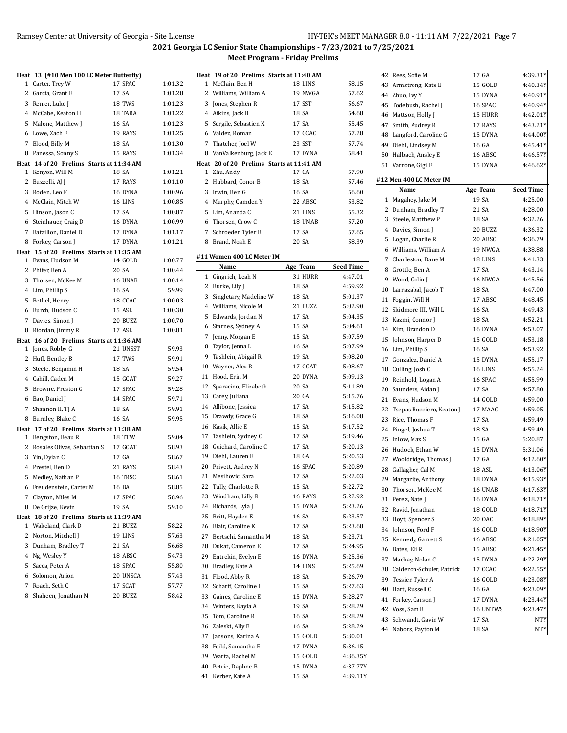## 2021 Georgia LC Senior State Championships - 7/23/2021 to 7/25/2021

### Meet Program - Friday Prelims

**Heat 13 (#10 Men 100 LC Meter Butterfly)**

| | | | |
|---|---|---|---|
| 1 | Carter, Trey W | 17 SPAC | 1:01.32 |
| 2 | Garcia, Grant E | 17 SA | 1:01.28 |
| 3 | Renier, Luke J | 18 TWS | 1:01.23 |
| 4 | McCabe, Keaton H | 18 TARA | 1:01.22 |
| 5 | Malone, Matthew J | 16 SA | 1:01.23 |
| 6 | Lowe, Zach F | 19 RAYS | 1:01.25 |
| 7 | Blood, Billy M | 18 SA | 1:01.30 |
| 8 | Panessa, Sonny S | 15 RAYS | 1:01.34 |

**Heat 14 of 20 Prelims Starts at 11:34 AM**

| | | | |
|---|---|---|---|
| 1 | Kenyon, Will M | 18 SA | 1:01.21 |
| 2 | Buzzelli, AJ J | 17 RAYS | 1:01.10 |
| 3 | Roden, Leo F | 16 DYNA | 1:00.96 |
| 4 | McClain, Mitch W | 16 LINS | 1:00.85 |
| 5 | Hinson, Jason C | 17 SA | 1:00.87 |
| 6 | Steinhauer, Craig D | 16 DYNA | 1:00.99 |
| 7 | Bataillon, Daniel D | 17 DYNA | 1:01.17 |
| 8 | Forkey, Carson J | 17 DYNA | 1:01.21 |

**Heat 15 of 20 Prelims Starts at 11:35 AM**

| | | | |
|---|---|---|---|
| 1 | Evans, Hudson M | 14 GOLD | 1:00.77 |
| 2 | Phifer, Ben A | 20 SA | 1:00.44 |
| 3 | Thorsen, McKee M | 16 UNAB | 1:00.14 |
| 4 | Lim, Phillip S | 16 SA | 59.99 |
| 5 | Bethel, Henry | 18 CCAC | 1:00.03 |
| 6 | Burch, Hudson C | 15 ASL | 1:00.30 |
| 7 | Davies, Simon J | 20 BUZZ | 1:00.70 |
| 8 | Riordan, Jimmy R | 17 ASL | 1:00.81 |

**Heat 16 of 20 Prelims Starts at 11:36 AM**

| | | | |
|---|---|---|---|
| 1 | Jones, Robby G | 21 UNSST | 59.93 |
| 2 | Huff, Bentley B | 17 TWS | 59.91 |
| 3 | Steele, Benjamin H | 18 SA | 59.54 |
| 4 | Cahill, Caden M | 15 GCAT | 59.27 |
| 5 | Browne, Preston G | 17 SPAC | 59.28 |
| 6 | Bao, Daniel J | 14 SPAC | 59.71 |
| 7 | Shannon II, TJ A | 18 SA | 59.91 |
| 8 | Burnley, Blake C | 16 SA | 59.95 |

**Heat 17 of 20 Prelims Starts at 11:38 AM**

| | | | |
|---|---|---|---|
| 1 | Bengston, Beau R | 18 TTW | 59.04 |
| 2 | Rosales Olivas, Sebastian S | 17 GCAT | 58.93 |
| 3 | Yin, Dylan C | 17 GA | 58.67 |
| 4 | Prestel, Ben D | 21 RAYS | 58.43 |
| 5 | Medley, Nathan P | 16 TRSC | 58.61 |
| 6 | Freudenstein, Carter M | 16 BA | 58.85 |
| 7 | Clayton, Miles M | 17 SPAC | 58.96 |
| 8 | De Grijze, Kevin | 19 SA | 59.10 |

**Heat 18 of 20 Prelims Starts at 11:39 AM**

| | | | |
|---|---|---|---|
| 1 | Wakeland, Clark D | 21 BUZZ | 58.22 |
| 2 | Norton, Mitchell J | 19 LINS | 57.63 |
| 3 | Dunham, Bradley T | 21 SA | 56.68 |
| 4 | Ng, Wesley Y | 18 ABSC | 54.73 |
| 5 | Sacca, Peter A | 18 SPAC | 55.80 |
| 6 | Solomon, Arion | 20 UNSCA | 57.43 |
| 7 | Roach, Seth C | 17 SCAT | 57.77 |
| 8 | Shaheen, Jonathan M | 20 BUZZ | 58.42 |

**Heat 19 of 20 Prelims Starts at 11:40 AM**

| | | | |
|---|---|---|---|
| 1 | McClain, Ben H | 18 LINS | 58.15 |
| 2 | Williams, William A | 19 NWGA | 57.62 |
| 3 | Jones, Stephen R | 17 SST | 56.67 |
| 4 | Aikins, Jack H | 18 SA | 54.68 |
| 5 | Sergile, Sebastien X | 17 SA | 55.45 |
| 6 | Valdez, Roman | 17 CCAC | 57.28 |
| 7 | Thatcher, Joel W | 23 SST | 57.74 |
| 8 | VanValkenburg, Jack E | 17 DYNA | 58.41 |

**Heat 20 of 20 Prelims Starts at 11:41 AM**

| | | | |
|---|---|---|---|
| 1 | Zhu, Andy | 17 GA | 57.90 |
| 2 | Hubbard, Conor B | 18 SA | 57.46 |
| 3 | Irwin, Ben G | 16 SA | 56.60 |
| 4 | Murphy, Camden Y | 22 ABSC | 53.82 |
| 5 | Lim, Ananda C | 21 LINS | 55.32 |
| 6 | Thorsen, Crow C | 18 UNAB | 57.20 |
| 7 | Schroeder, Tyler B | 17 SA | 57.65 |
| 8 | Brand, Noah E | 20 SA | 58.39 |

#### #11 Women 400 LC Meter IM

| | Name | Age Team | Seed Time |
|---|---|---|---|
| 1 | Gingrich, Leah N | 31 HURR | 4:47.01 |
| 2 | Burke, Lily J | 18 SA | 4:59.92 |
| 3 | Singletary, Madeline W | 18 SA | 5:01.37 |
| 4 | Williams, Nicole M | 21 BUZZ | 5:02.90 |
| 5 | Edwards, Jordan N | 17 SA | 5:04.35 |
| 6 | Starnes, Sydney A | 15 SA | 5:04.61 |
| 7 | Jenny, Morgan E | 15 SA | 5:07.59 |
| 8 | Taylor, Jenna L | 16 SA | 5:07.99 |
| 9 | Tashlein, Abigail R | 19 SA | 5:08.20 |
| 10 | Wayner, Alex R | 17 GCAT | 5:08.67 |
| 11 | Hood, Erin M | 20 DYNA | 5:09.13 |
| 12 | Sparacino, Elizabeth | 20 SA | 5:11.89 |
| 13 | Carey, Juliana | 20 GA | 5:15.76 |
| 14 | Allibone, Jessica | 17 SA | 5:15.82 |
| 15 | Drawdy, Grace G | 18 SA | 5:16.08 |
| 16 | Kasik, Allie E | 15 SA | 5:17.52 |
| 17 | Tashlein, Sydney C | 17 SA | 5:19.46 |
| 18 | Guichard, Caroline C | 17 SA | 5:20.13 |
| 19 | Diehl, Lauren E | 18 GA | 5:20.53 |
| 20 | Privett, Audrey N | 16 SPAC | 5:20.89 |
| 21 | Mesihovic, Sara | 17 SA | 5:22.03 |
| 22 | Tully, Charlotte R | 15 SA | 5:22.72 |
| 23 | Windham, Lilly R | 16 RAYS | 5:22.92 |
| 24 | Richards, Lyla J | 15 DYNA | 5:23.26 |
| 25 | Britt, Hayden E | 16 SA | 5:23.57 |
| 26 | Blair, Caroline K | 17 SA | 5:23.68 |
| 27 | Bertschi, Samantha M | 18 SA | 5:23.71 |
| 28 | Dukat, Cameron E | 17 SA | 5:24.95 |
| 29 | Entrekin, Evelyn E | 16 DYNA | 5:25.36 |
| 30 | Bradley, Kate A | 14 LINS | 5:25.69 |
| 31 | Flood, Abby R | 18 SA | 5:26.79 |
| 32 | Scharff, Caroline I | 15 SA | 5:27.63 |
| 33 | Gaines, Caroline E | 15 DYNA | 5:28.27 |
| 34 | Winters, Kayla A | 19 SA | 5:28.29 |
| 35 | Tom, Caroline R | 16 SA | 5:28.29 |
| 36 | Zaleski, Ally E | 16 SA | 5:28.29 |
| 37 | Jansons, Karina A | 15 GOLD | 5:30.01 |
| 38 | Feild, Samantha E | 17 DYNA | 5:36.15 |
| 39 | Warta, Rachel M | 15 GOLD | 4:36.35Y |
| 40 | Petrie, Daphne B | 15 DYNA | 4:37.77Y |
| 41 | Kerber, Kate A | 15 SA | 4:39.11Y |
| 42 | Rees, Sofie M | 17 GA | 4:39.31Y |
| 43 | Armstrong, Kate E | 15 GOLD | 4:40.34Y |
| 44 | Zhuo, Ivy Y | 15 DYNA | 4:40.91Y |
| 45 | Todebush, Rachel J | 16 SPAC | 4:40.94Y |
| 46 | Mattson, Holly J | 15 HURR | 4:42.01Y |
| 47 | Smith, Audrey R | 17 RAYS | 4:43.21Y |
| 48 | Langford, Caroline G | 15 DYNA | 4:44.00Y |
| 49 | Diehl, Lindsey M | 16 GA | 4:45.41Y |
| 50 | Halbach, Ansley E | 16 ABSC | 4:46.57Y |
| 51 | Varrone, Gigi F | 15 DYNA | 4:46.62Y |

#### #12 Men 400 LC Meter IM

| | Name | Age Team | Seed Time |
|---|---|---|---|
| 1 | Magahey, Jake M | 19 SA | 4:25.00 |
| 2 | Dunham, Bradley T | 21 SA | 4:28.00 |
| 3 | Steele, Matthew P | 18 SA | 4:32.26 |
| 4 | Davies, Simon J | 20 BUZZ | 4:36.32 |
| 5 | Logan, Charlie R | 20 ABSC | 4:36.79 |
| 6 | Williams, William A | 19 NWGA | 4:38.88 |
| 7 | Charleston, Dane M | 18 LINS | 4:41.33 |
| 8 | Grottle, Ben A | 17 SA | 4:43.14 |
| 9 | Wood, Colin J | 16 NWGA | 4:45.56 |
| 10 | Larrazabal, Jacob T | 18 SA | 4:47.00 |
| 11 | Foggin, Will H | 17 ABSC | 4:48.45 |
| 12 | Skidmore III, Will L | 16 SA | 4:49.43 |
| 13 | Kazmi, Connor J | 18 SA | 4:52.21 |
| 14 | Kim, Brandon D | 16 DYNA | 4:53.07 |
| 15 | Johnson, Harper D | 15 GOLD | 4:53.18 |
| 16 | Lim, Phillip S | 16 SA | 4:53.92 |
| 17 | Gonzalez, Daniel A | 15 DYNA | 4:55.17 |
| 18 | Culling, Josh C | 16 LINS | 4:55.24 |
| 19 | Reinhold, Logan A | 16 SPAC | 4:55.99 |
| 20 | Saunders, Aidan J | 17 SA | 4:57.80 |
| 21 | Evans, Hudson M | 14 GOLD | 4:59.00 |
| 22 | Tsepas Bucciero, Keaton J | 17 MAAC | 4:59.05 |
| 23 | Rice, Thomas F | 17 SA | 4:59.49 |
| 24 | Pingel, Joshua T | 18 SA | 4:59.49 |
| 25 | Inlow, Max S | 15 GA | 5:20.87 |
| 26 | Hudock, Ethan W | 15 DYNA | 5:31.06 |
| 27 | Wooldridge, Thomas J | 17 GA | 4:12.60Y |
| 28 | Gallagher, Cal M | 18 ASL | 4:13.06Y |
| 29 | Margarite, Anthony | 18 DYNA | 4:15.93Y |
| 30 | Thorsen, McKee M | 16 UNAB | 4:17.63Y |
| 31 | Perez, Nate J | 16 DYNA | 4:18.71Y |
| 32 | Ravid, Jonathan | 18 GOLD | 4:18.71Y |
| 33 | Hoyt, Spencer S | 20 OAC | 4:18.89Y |
| 34 | Johnson, Ford F | 16 GOLD | 4:18.90Y |
| 35 | Kennedy, Garrett S | 16 ABSC | 4:21.05Y |
| 36 | Bates, Eli R | 15 ABSC | 4:21.45Y |
| 37 | Mackay, Nolan C | 15 DYNA | 4:22.29Y |
| 38 | Calderon-Schuler, Patrick | 17 CCAC | 4:22.55Y |
| 39 | Tessier, Tyler A | 16 GOLD | 4:23.08Y |
| 40 | Hart, Russell C | 16 GA | 4:23.09Y |
| 41 | Forkey, Carson J | 17 DYNA | 4:23.44Y |
| 42 | Voss, Sam B | 16 UNTWS | 4:23.47Y |
| 43 | Schwandt, Gavin W | 17 SA | NTY |
| 44 | Nabors, Payton M | 18 SA | NTY |